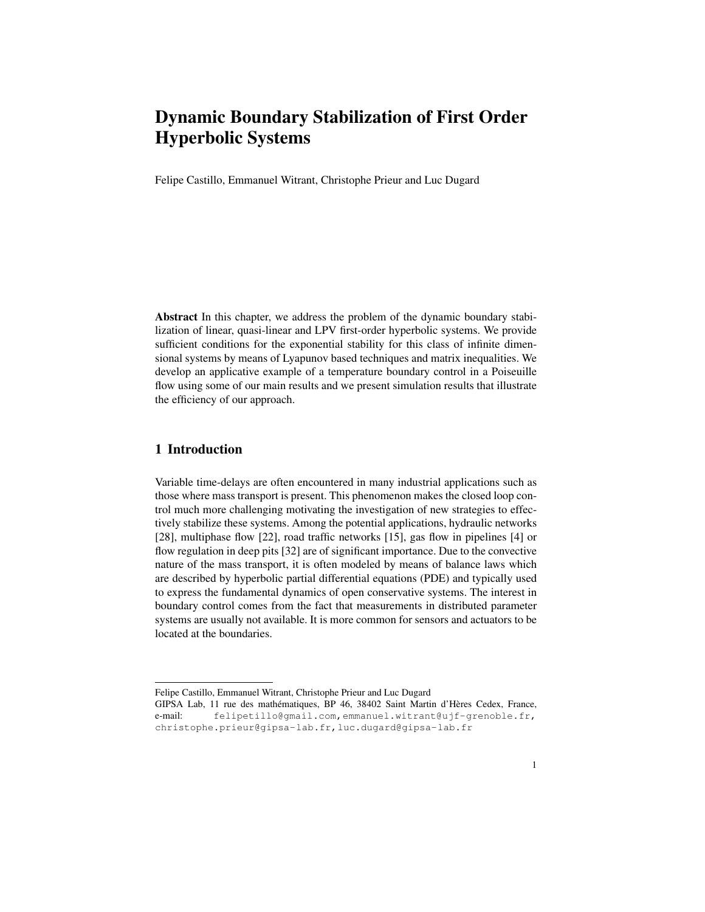# Dynamic Boundary Stabilization of First Order Hyperbolic Systems

Felipe Castillo, Emmanuel Witrant, Christophe Prieur and Luc Dugard

**Abstract** In this chapter, we address the problem of the dynamic boundary stabilization of linear, quasi-linear and LPV first-order hyperbolic systems. We provide sufficient conditions for the exponential stability for this class of infinite dimensional systems by means of Lyapunov based techniques and matrix inequalities. We develop an applicative example of a temperature boundary control in a Poiseuille flow using some of our main results and we present simulation results that illustrate the efficiency of our approach.

## 1 Introduction

Variable time-delays are often encountered in many industrial applications such as those where mass transport is present. This phenomenon makes the closed loop control much more challenging motivating the investigation of new strategies to effectively stabilize these systems. Among the potential applications, hydraulic networks [28], multiphase flow [22], road traffic networks [15], gas flow in pipelines [4] or flow regulation in deep pits [32] are of significant importance. Due to the convective nature of the mass transport, it is often modeled by means of balance laws which are described by hyperbolic partial differential equations (PDE) and typically used to express the fundamental dynamics of open conservative systems. The interest in boundary control comes from the fact that measurements in distributed parameter systems are usually not available. It is more common for sensors and actuators to be located at the boundaries.

---

Felipe Castillo, Emmanuel Witrant, Christophe Prieur and Luc Dugard
GIPSA Lab, 11 rue des mathématiques, BP 46, 38402 Saint Martin d'Hères Cedex, France,
e-mail: felipetillo@gmail.com, emmanuel.witrant@ujf-grenoble.fr, christophe.prieur@gipsa-lab.fr, luc.dugard@gipsa-lab.fr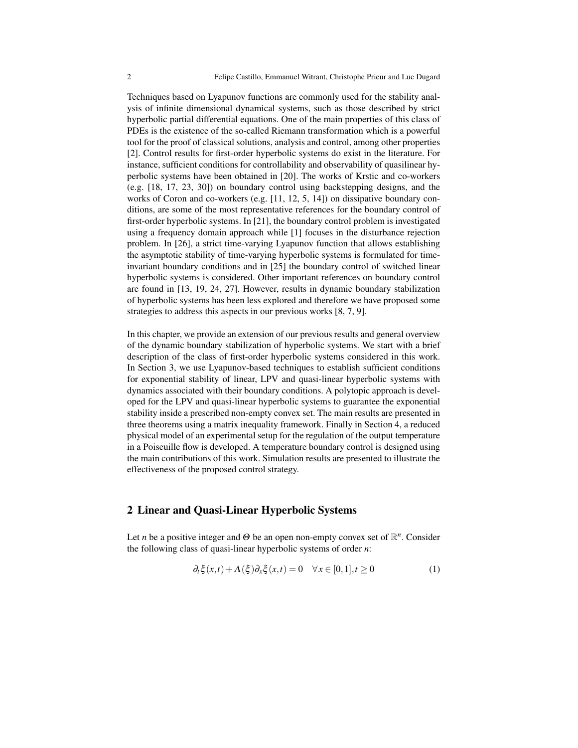Techniques based on Lyapunov functions are commonly used for the stability analysis of infinite dimensional dynamical systems, such as those described by strict hyperbolic partial differential equations. One of the main properties of this class of PDEs is the existence of the so-called Riemann transformation which is a powerful tool for the proof of classical solutions, analysis and control, among other properties [2]. Control results for first-order hyperbolic systems do exist in the literature. For instance, sufficient conditions for controllability and observability of quasilinear hyperbolic systems have been obtained in [20]. The works of Krstic and co-workers (e.g. [18, 17, 23, 30]) on boundary control using backstepping designs, and the works of Coron and co-workers (e.g. [11, 12, 5, 14]) on dissipative boundary conditions, are some of the most representative references for the boundary control of first-order hyperbolic systems. In [21], the boundary control problem is investigated using a frequency domain approach while [1] focuses in the disturbance rejection problem. In [26], a strict time-varying Lyapunov function that allows establishing the asymptotic stability of time-varying hyperbolic systems is formulated for time-invariant boundary conditions and in [25] the boundary control of switched linear hyperbolic systems is considered. Other important references on boundary control are found in [13, 19, 24, 27]. However, results in dynamic boundary stabilization of hyperbolic systems has been less explored and therefore we have proposed some strategies to address this aspects in our previous works [8, 7, 9].

In this chapter, we provide an extension of our previous results and general overview of the dynamic boundary stabilization of hyperbolic systems. We start with a brief description of the class of first-order hyperbolic systems considered in this work. In Section 3, we use Lyapunov-based techniques to establish sufficient conditions for exponential stability of linear, LPV and quasi-linear hyperbolic systems with dynamics associated with their boundary conditions. A polytopic approach is developed for the LPV and quasi-linear hyperbolic systems to guarantee the exponential stability inside a prescribed non-empty convex set. The main results are presented in three theorems using a matrix inequality framework. Finally in Section 4, a reduced physical model of an experimental setup for the regulation of the output temperature in a Poiseuille flow is developed. A temperature boundary control is designed using the main contributions of this work. Simulation results are presented to illustrate the effectiveness of the proposed control strategy.

## 2 Linear and Quasi-Linear Hyperbolic Systems

Let $n$ be a positive integer and $\Theta$ be an open non-empty convex set of $\mathbb{R}^n$. Consider the following class of quasi-linear hyperbolic systems of order $n$:

$$\partial_t \xi(x,t) + \Lambda(\xi)\partial_x \xi(x,t) = 0 \quad \forall x \in [0,1], t \geq 0 \tag{1}$$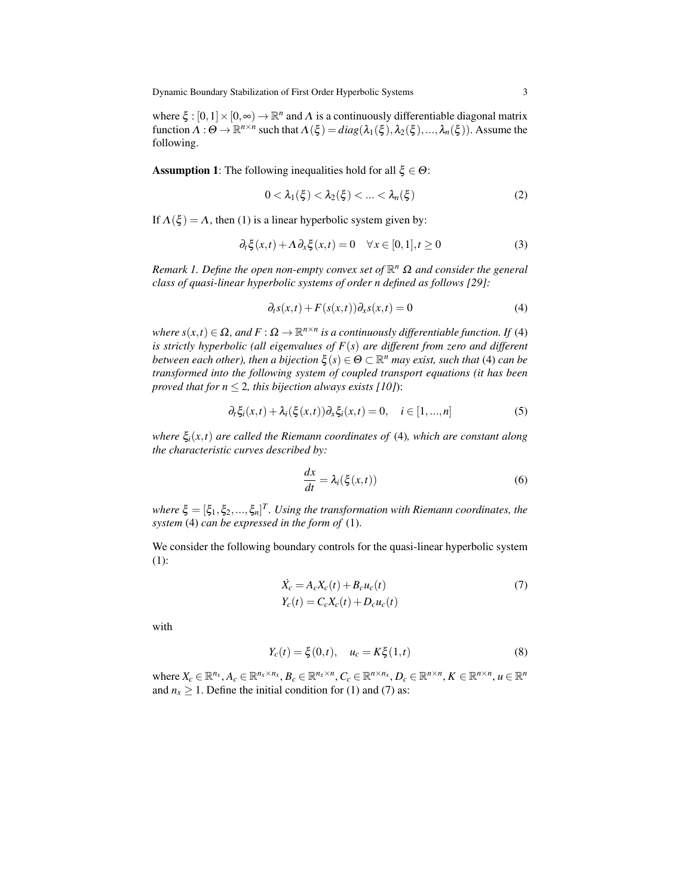where $\xi : [0,1] \times [0,\infty) \to \mathbb{R}^n$ and $\Lambda$ is a continuously differentiable diagonal matrix function $\Lambda : \Theta \to \mathbb{R}^{n\times n}$ such that $\Lambda(\xi) = diag(\lambda_1(\xi), \lambda_2(\xi), ..., \lambda_n(\xi))$. Assume the following.

**Assumption 1**: The following inequalities hold for all $\xi \in \Theta$:

$$0 < \lambda_1(\xi) < \lambda_2(\xi) < ... < \lambda_n(\xi) \tag{2}$$

If $\Lambda(\xi) = \Lambda$, then (1) is a linear hyperbolic system given by:

$$\partial_t \xi(x,t) + \Lambda \partial_x \xi(x,t) = 0 \quad \forall x \in [0,1], t \geq 0 \tag{3}$$

*Remark 1. Define the open non-empty convex set of $\mathbb{R}^n$ $\Omega$ and consider the general class of quasi-linear hyperbolic systems of order n defined as follows [29]:*

$$\partial_t s(x,t) + F(s(x,t))\partial_x s(x,t) = 0 \tag{4}$$

*where $s(x,t) \in \Omega$, and $F : \Omega \to \mathbb{R}^{n\times n}$ is a continuously differentiable function. If* (4) *is strictly hyperbolic (all eigenvalues of $F(s)$ are different from zero and different between each other), then a bijection $\xi(s) \in \Theta \subset \mathbb{R}^n$ may exist, such that* (4) *can be transformed into the following system of coupled transport equations (it has been proved that for $n \leq 2$, this bijection always exists [10])*:

$$\partial_t \xi_i(x,t) + \lambda_i(\xi(x,t))\partial_x \xi_i(x,t) = 0, \quad i \in [1,...,n] \tag{5}$$

*where $\xi_i(x,t)$ are called the Riemann coordinates of* (4)*, which are constant along the characteristic curves described by:*

$$\frac{dx}{dt} = \lambda_i(\xi(x,t)) \tag{6}$$

*where $\xi = [\xi_1, \xi_2, ..., \xi_n]^T$. Using the transformation with Riemann coordinates, the system* (4) *can be expressed in the form of* (1).

We consider the following boundary controls for the quasi-linear hyperbolic system (1):

$$\begin{aligned} \dot{X}_c &= A_c X_c(t) + B_c u_c(t) \\ Y_c(t) &= C_c X_c(t) + D_c u_c(t) \end{aligned} \tag{7}$$

with

$$Y_c(t) = \xi(0,t), \quad u_c = K\xi(1,t) \tag{8}$$

where $X_c \in \mathbb{R}^{n_x}, A_c \in \mathbb{R}^{n_x \times n_x}, B_c \in \mathbb{R}^{n_x \times n}, C_c \in \mathbb{R}^{n \times n_x}, D_c \in \mathbb{R}^{n \times n}, K \in \mathbb{R}^{n \times n}, u \in \mathbb{R}^n$ and $n_x \geq 1$. Define the initial condition for (1) and (7) as: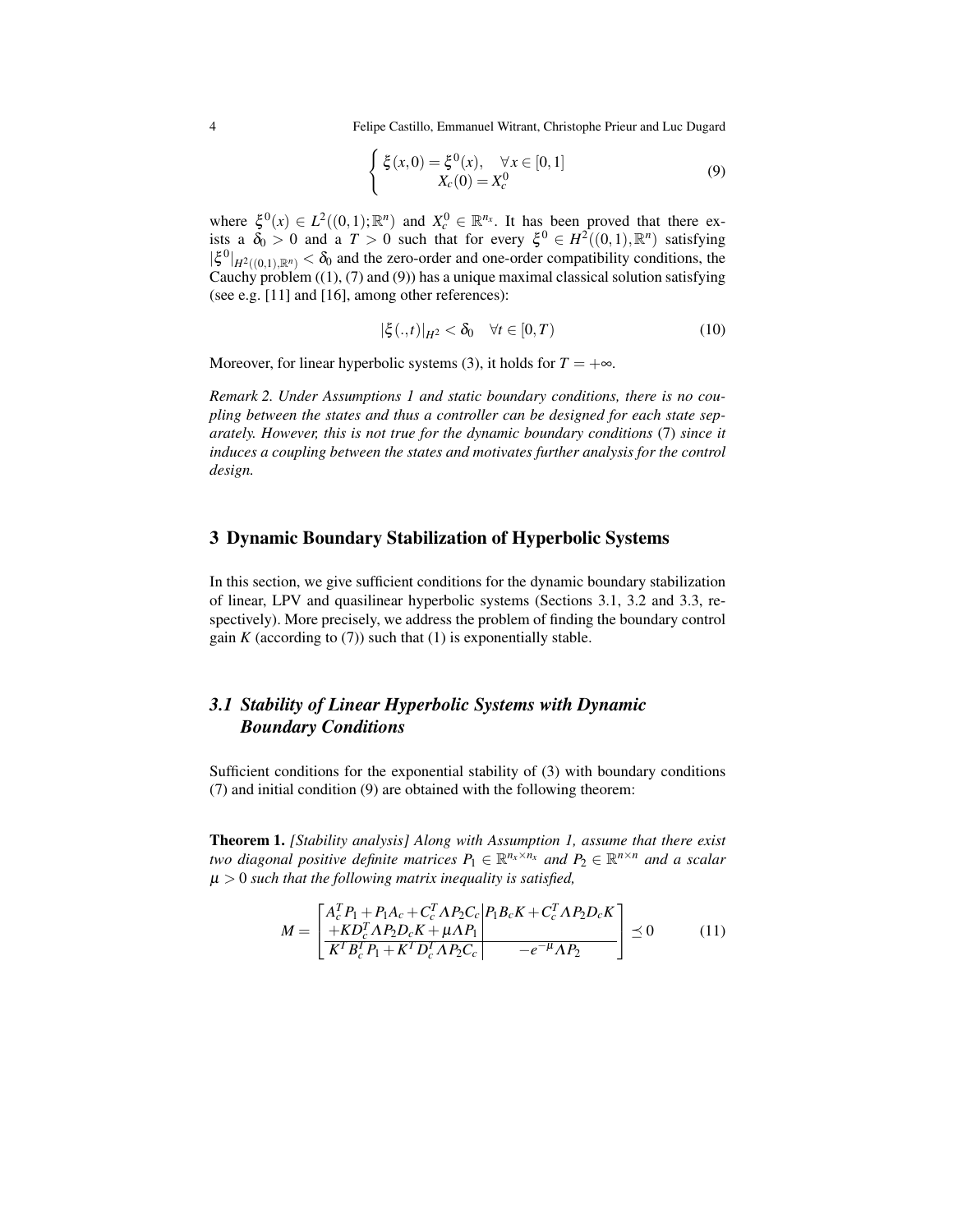$$
\begin{cases} \xi(x,0) = \xi^0(x), & \forall x \in [0,1] \\ X_c(0) = X_c^0 \end{cases} \tag{9}
$$

where $\xi^0(x) \in L^2((0,1);\mathbb{R}^n)$ and $X_c^0 \in \mathbb{R}^{n_x}$. It has been proved that there exists a $\delta_0 > 0$ and a $T > 0$ such that for every $\xi^0 \in H^2((0,1),\mathbb{R}^n)$ satisfying $|\xi^0|_{H^2((0,1),\mathbb{R}^n)} < \delta_0$ and the zero-order and one-order compatibility conditions, the Cauchy problem ((1), (7) and (9)) has a unique maximal classical solution satisfying (see e.g. [11] and [16], among other references):

$$
|\xi(.,t)|_{H^2} < \delta_0 \quad \forall t \in [0,T) \tag{10}
$$

Moreover, for linear hyperbolic systems (3), it holds for $T = +\infty$.

*Remark 2. Under Assumptions 1 and static boundary conditions, there is no coupling between the states and thus a controller can be designed for each state separately. However, this is not true for the dynamic boundary conditions* (7) *since it induces a coupling between the states and motivates further analysis for the control design.*

## 3 Dynamic Boundary Stabilization of Hyperbolic Systems

In this section, we give sufficient conditions for the dynamic boundary stabilization of linear, LPV and quasilinear hyperbolic systems (Sections 3.1, 3.2 and 3.3, respectively). More precisely, we address the problem of finding the boundary control gain $K$ (according to (7)) such that (1) is exponentially stable.

### *3.1 Stability of Linear Hyperbolic Systems with Dynamic Boundary Conditions*

Sufficient conditions for the exponential stability of (3) with boundary conditions (7) and initial condition (9) are obtained with the following theorem:

**Theorem 1.** *[Stability analysis] Along with Assumption 1, assume that there exist two diagonal positive definite matrices $P_1 \in \mathbb{R}^{n_x \times n_x}$ and $P_2 \in \mathbb{R}^{n \times n}$ and a scalar $\mu > 0$ such that the following matrix inequality is satisfied,*

$$
M = \left[\begin{array}{c|c} A_c^T P_1 + P_1 A_c + C_c^T \Lambda P_2 C_c & P_1 B_c K + C_c^T \Lambda P_2 D_c K \\ +K D_c^T \Lambda P_2 D_c K + \mu \Lambda P_1 & \\ \hline K^T B_c^T P_1 + K^T D_c^T \Lambda P_2 C_c & -e^{-\mu} \Lambda P_2 \end{array}\right] \preceq 0 \tag{11}
$$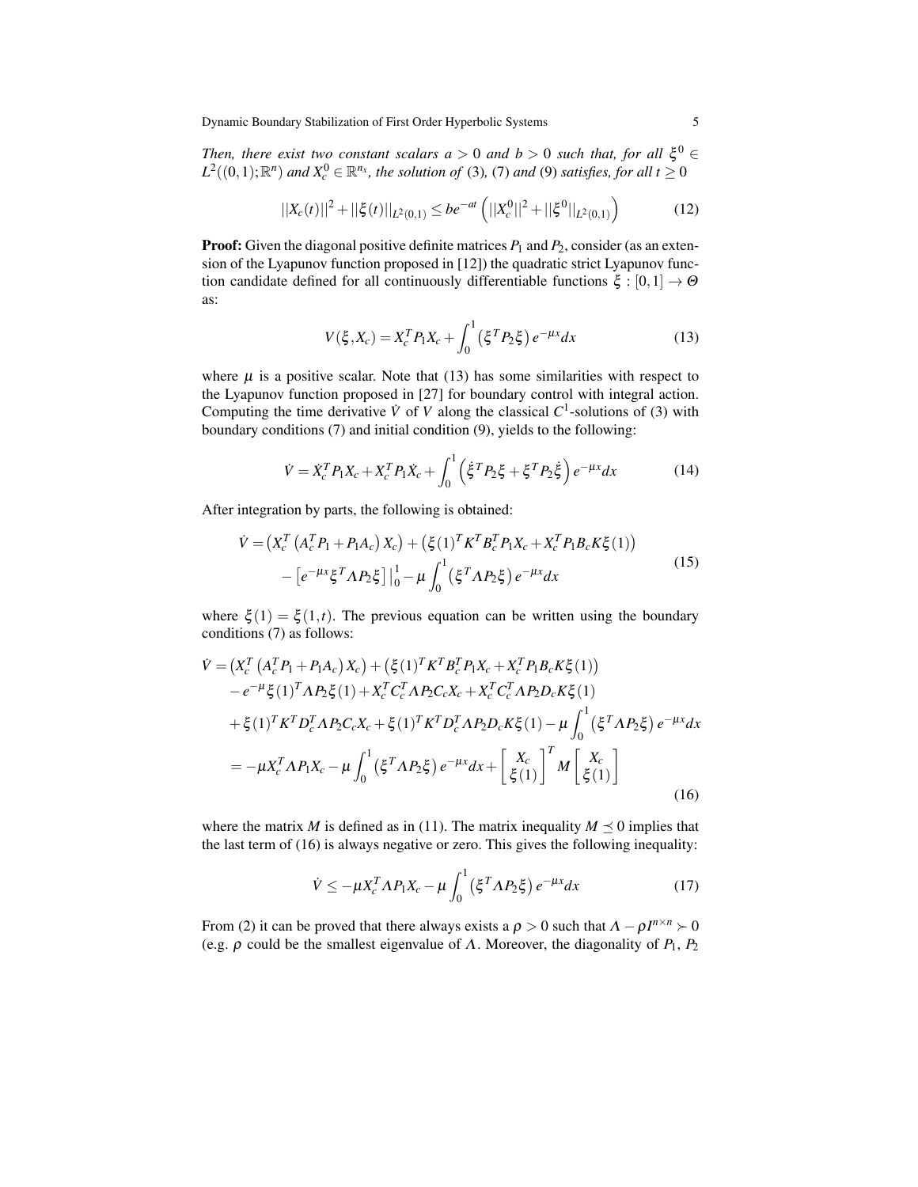*Then, there exist two constant scalars $a > 0$ and $b > 0$ such that, for all $\xi^0 \in L^2((0,1);\mathbb{R}^n)$ and $X_c^0 \in \mathbb{R}^{n_x}$, the solution of* (3)*,* (7) *and* (9) *satisfies, for all $t \geq 0$*

$$||X_c(t)||^2 + ||\xi(t)||_{L^2(0,1)} \leq be^{-at}\left(||X_c^0||^2 + ||\xi^0||_{L^2(0,1)}\right) \tag{12}$$

**Proof:** Given the diagonal positive definite matrices $P_1$ and $P_2$, consider (as an extension of the Lyapunov function proposed in [12]) the quadratic strict Lyapunov function candidate defined for all continuously differentiable functions $\xi : [0,1] \to \Theta$ as:

$$V(\xi, X_c) = X_c^T P_1 X_c + \int_0^1 \left(\xi^T P_2 \xi\right) e^{-\mu x} dx \tag{13}$$

where $\mu$ is a positive scalar. Note that (13) has some similarities with respect to the Lyapunov function proposed in [27] for boundary control with integral action. Computing the time derivative $\dot{V}$ of $V$ along the classical $C^1$-solutions of (3) with boundary conditions (7) and initial condition (9), yields to the following:

$$\dot{V} = \dot{X}_c^T P_1 X_c + X_c^T P_1 \dot{X}_c + \int_0^1 \left(\dot{\xi}^T P_2 \xi + \xi^T P_2 \dot{\xi}\right) e^{-\mu x} dx \tag{14}$$

After integration by parts, the following is obtained:

$$\begin{aligned}
\dot{V} = &\left(X_c^T \left(A_c^T P_1 + P_1 A_c\right) X_c\right) + \left(\xi(1)^T K^T B_c^T P_1 X_c + X_c^T P_1 B_c K \xi(1)\right) \\
&- \left[e^{-\mu x} \xi^T \Lambda P_2 \xi\right]\Big|_0^1 - \mu \int_0^1 \left(\xi^T \Lambda P_2 \xi\right) e^{-\mu x} dx
\end{aligned} \tag{15}$$

where $\xi(1) = \xi(1,t)$. The previous equation can be written using the boundary conditions (7) as follows:

$$\begin{aligned}
\dot{V} = &\left(X_c^T \left(A_c^T P_1 + P_1 A_c\right) X_c\right) + \left(\xi(1)^T K^T B_c^T P_1 X_c + X_c^T P_1 B_c K \xi(1)\right) \\
&- e^{-\mu} \xi(1)^T \Lambda P_2 \xi(1) + X_c^T C_c^T \Lambda P_2 C_c X_c + X_c^T C_c^T \Lambda P_2 D_c K \xi(1) \\
&+ \xi(1)^T K^T D_c^T \Lambda P_2 C_c X_c + \xi(1)^T K^T D_c^T \Lambda P_2 D_c K \xi(1) - \mu \int_0^1 \left(\xi^T \Lambda P_2 \xi\right) e^{-\mu x} dx \\
= &-\mu X_c^T \Lambda P_1 X_c - \mu \int_0^1 \left(\xi^T \Lambda P_2 \xi\right) e^{-\mu x} dx + \begin{bmatrix} X_c \\ \xi(1) \end{bmatrix}^T M \begin{bmatrix} X_c \\ \xi(1) \end{bmatrix}
\end{aligned} \tag{16}$$

where the matrix $M$ is defined as in (11). The matrix inequality $M \preceq 0$ implies that the last term of (16) is always negative or zero. This gives the following inequality:

$$\dot{V} \leq -\mu X_c^T \Lambda P_1 X_c - \mu \int_0^1 \left(\xi^T \Lambda P_2 \xi\right) e^{-\mu x} dx \tag{17}$$

From (2) it can be proved that there always exists a $\rho > 0$ such that $\Lambda - \rho I^{n \times n} \succ 0$ (e.g. $\rho$ could be the smallest eigenvalue of $\Lambda$. Moreover, the diagonality of $P_1$, $P_2$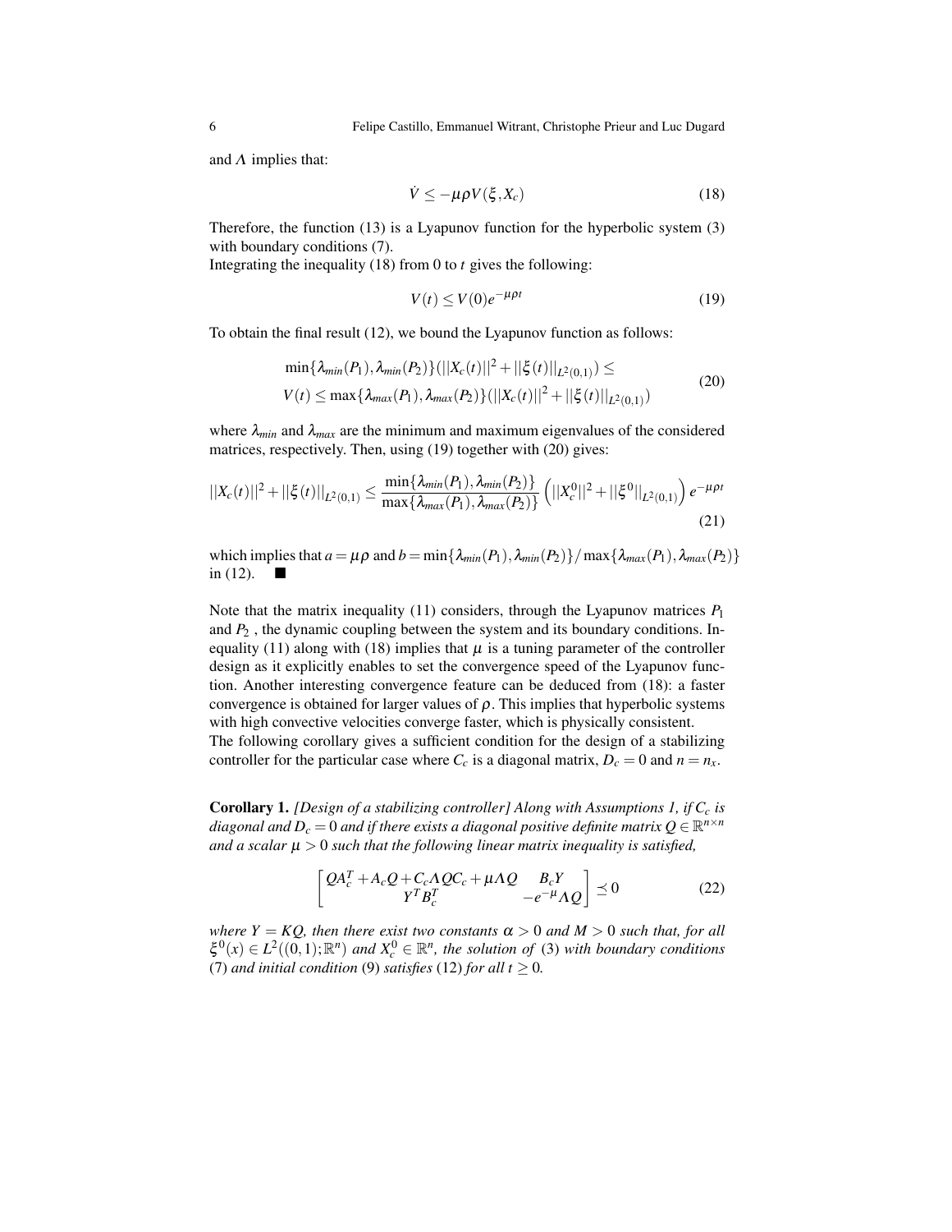and $\Lambda$ implies that:

$$\dot{V} \leq -\mu\rho V(\xi, X_c) \tag{18}$$

Therefore, the function (13) is a Lyapunov function for the hyperbolic system (3) with boundary conditions (7).
Integrating the inequality (18) from 0 to $t$ gives the following:

$$V(t) \leq V(0)e^{-\mu\rho t} \tag{19}$$

To obtain the final result (12), we bound the Lyapunov function as follows:

$$\begin{aligned} &\min\{\lambda_{min}(P_1), \lambda_{min}(P_2)\}(||X_c(t)||^2 + ||\xi(t)||_{L^2(0,1)}) \leq \\ &V(t) \leq \max\{\lambda_{max}(P_1), \lambda_{max}(P_2)\}(||X_c(t)||^2 + ||\xi(t)||_{L^2(0,1)}) \end{aligned} \tag{20}$$

where $\lambda_{min}$ and $\lambda_{max}$ are the minimum and maximum eigenvalues of the considered matrices, respectively. Then, using (19) together with (20) gives:

$$||X_c(t)||^2 + ||\xi(t)||_{L^2(0,1)} \leq \frac{\min\{\lambda_{min}(P_1), \lambda_{min}(P_2)\}}{\max\{\lambda_{max}(P_1), \lambda_{max}(P_2)\}} \left(||X_c^0||^2 + ||\xi^0||_{L^2(0,1)}\right) e^{-\mu\rho t} \tag{21}$$

which implies that $a = \mu\rho$ and $b = \min\{\lambda_{min}(P_1), \lambda_{min}(P_2)\}/\max\{\lambda_{max}(P_1), \lambda_{max}(P_2)\}$ in (12). ■

Note that the matrix inequality (11) considers, through the Lyapunov matrices $P_1$ and $P_2$ , the dynamic coupling between the system and its boundary conditions. Inequality (11) along with (18) implies that $\mu$ is a tuning parameter of the controller design as it explicitly enables to set the convergence speed of the Lyapunov function. Another interesting convergence feature can be deduced from (18): a faster convergence is obtained for larger values of $\rho$. This implies that hyperbolic systems with high convective velocities converge faster, which is physically consistent.
The following corollary gives a sufficient condition for the design of a stabilizing controller for the particular case where $C_c$ is a diagonal matrix, $D_c = 0$ and $n = n_x$.

**Corollary 1.** *[Design of a stabilizing controller] Along with Assumptions 1, if $C_c$ is diagonal and $D_c = 0$ and if there exists a diagonal positive definite matrix $Q \in \mathbb{R}^{n\times n}$ and a scalar $\mu > 0$ such that the following linear matrix inequality is satisfied,*

$$\begin{bmatrix} QA_c^T + A_cQ + C_c\Lambda QC_c + \mu\Lambda Q & B_cY \\ Y^TB_c^T & -e^{-\mu}\Lambda Q \end{bmatrix} \preceq 0 \tag{22}$$

*where $Y = KQ$, then there exist two constants $\alpha > 0$ and $M > 0$ such that, for all $\xi^0(x) \in L^2((0,1);\mathbb{R}^n)$ and $X_c^0 \in \mathbb{R}^n$, the solution of* (3) *with boundary conditions* (7) *and initial condition* (9) *satisfies* (12) *for all $t \geq 0$.*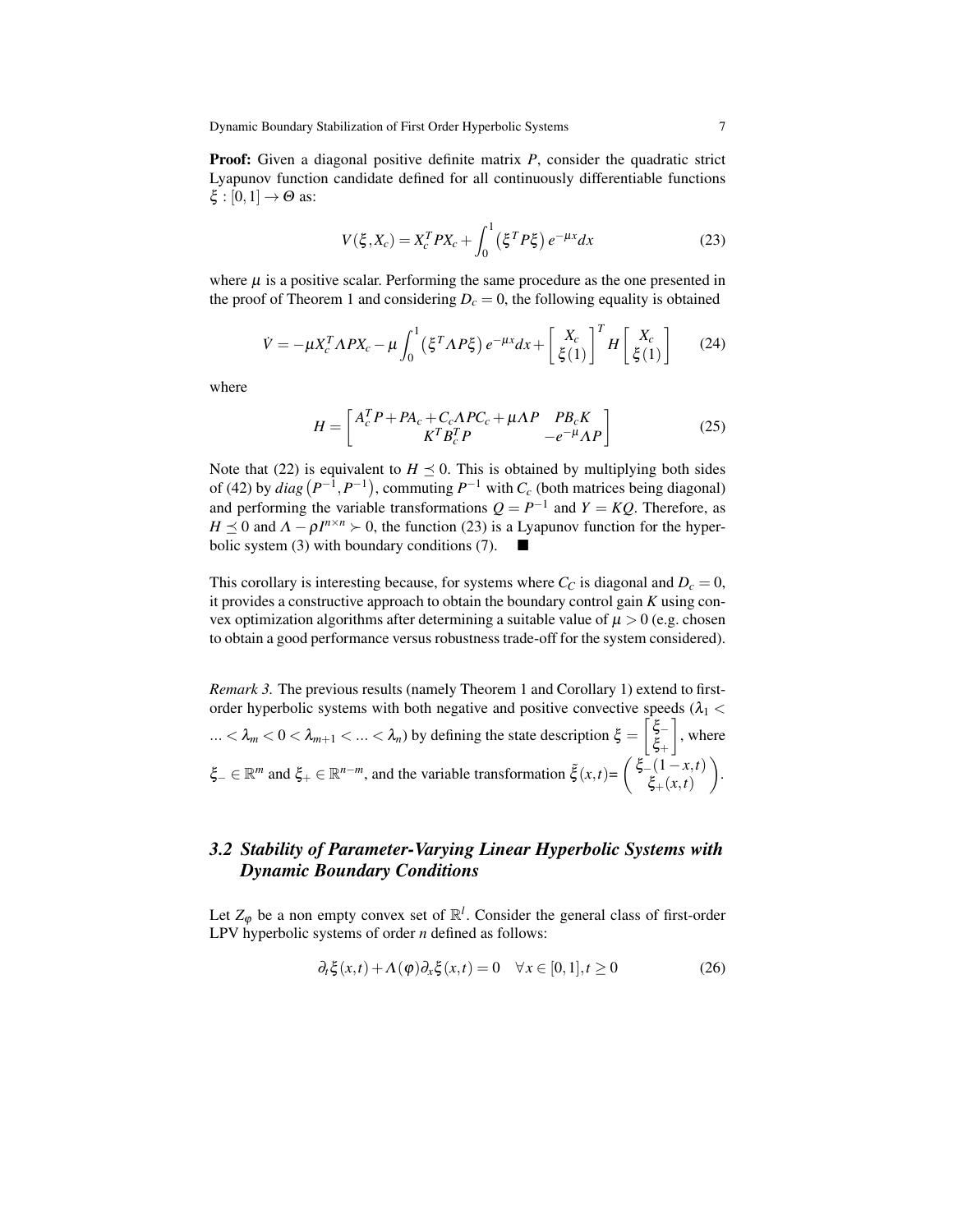**Proof:** Given a diagonal positive definite matrix $P$, consider the quadratic strict Lyapunov function candidate defined for all continuously differentiable functions $\xi : [0,1] \to \Theta$ as:

$$V(\xi, X_c) = X_c^T P X_c + \int_0^1 \left(\xi^T P \xi\right) e^{-\mu x} dx \tag{23}$$

where $\mu$ is a positive scalar. Performing the same procedure as the one presented in the proof of Theorem 1 and considering $D_c = 0$, the following equality is obtained

$$\dot{V} = -\mu X_c^T \Lambda P X_c - \mu \int_0^1 \left(\xi^T \Lambda P \xi\right) e^{-\mu x} dx + \begin{bmatrix} X_c \\ \xi(1) \end{bmatrix}^T H \begin{bmatrix} X_c \\ \xi(1) \end{bmatrix} \tag{24}$$

where

$$H = \begin{bmatrix} A_c^T P + P A_c + C_c \Lambda P C_c + \mu \Lambda P & P B_c K \\ K^T B_c^T P & -e^{-\mu} \Lambda P \end{bmatrix} \tag{25}$$

Note that (22) is equivalent to $H \preceq 0$. This is obtained by multiplying both sides of (42) by $diag\left(P^{-1}, P^{-1}\right)$, commuting $P^{-1}$ with $C_c$ (both matrices being diagonal) and performing the variable transformations $Q = P^{-1}$ and $Y = KQ$. Therefore, as $H \preceq 0$ and $\Lambda - \rho I^{n\times n} \succ 0$, the function (23) is a Lyapunov function for the hyperbolic system (3) with boundary conditions (7). ■

This corollary is interesting because, for systems where $C_C$ is diagonal and $D_c = 0$, it provides a constructive approach to obtain the boundary control gain $K$ using convex optimization algorithms after determining a suitable value of $\mu > 0$ (e.g. chosen to obtain a good performance versus robustness trade-off for the system considered).

*Remark 3.* The previous results (namely Theorem 1 and Corollary 1) extend to first-order hyperbolic systems with both negative and positive convective speeds ($\lambda_1 < \ldots < \lambda_m < 0 < \lambda_{m+1} < \ldots < \lambda_n$) by defining the state description $\xi = \begin{bmatrix} \xi_- \\ \xi_+ \end{bmatrix}$, where $\xi_- \in \mathbb{R}^m$ and $\xi_+ \in \mathbb{R}^{n-m}$, and the variable transformation $\tilde{\xi}(x,t) = \begin{pmatrix} \xi_-(1-x,t) \\ \xi_+(x,t) \end{pmatrix}$.

### 3.2 Stability of Parameter-Varying Linear Hyperbolic Systems with Dynamic Boundary Conditions

Let $Z_\varphi$ be a non empty convex set of $\mathbb{R}^l$. Consider the general class of first-order LPV hyperbolic systems of order $n$ defined as follows:

$$\partial_t \xi(x,t) + \Lambda(\varphi) \partial_x \xi(x,t) = 0 \quad \forall x \in [0,1], t \geq 0 \tag{26}$$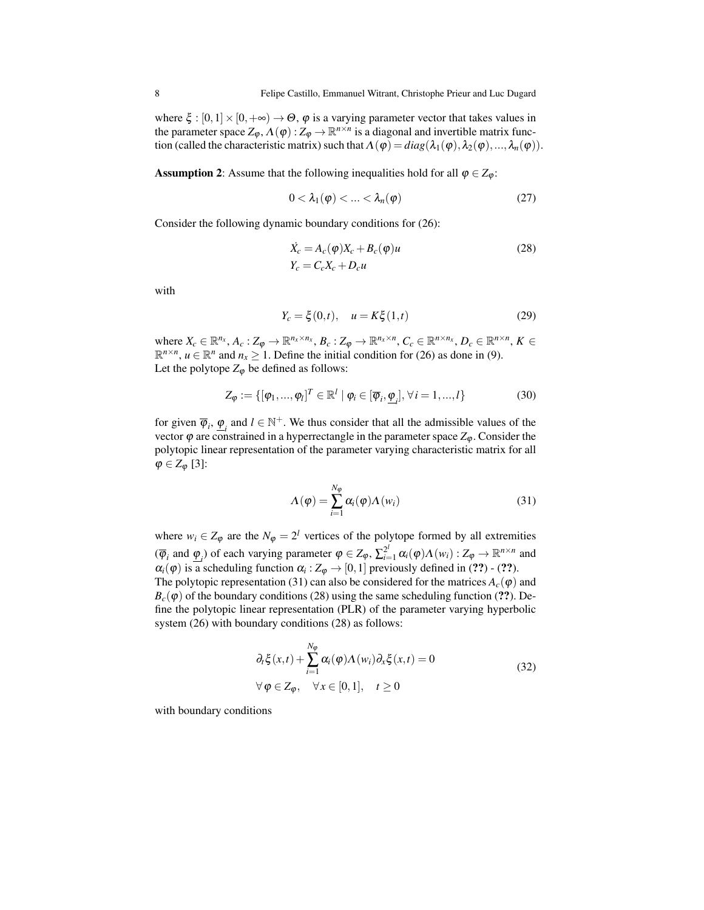where $\xi : [0,1] \times [0,+\infty) \to \Theta$, $\varphi$ is a varying parameter vector that takes values in the parameter space $Z_\varphi$, $\Lambda(\varphi) : Z_\varphi \to \mathbb{R}^{n\times n}$ is a diagonal and invertible matrix function (called the characteristic matrix) such that $\Lambda(\varphi) = diag(\lambda_1(\varphi), \lambda_2(\varphi), ..., \lambda_n(\varphi))$.

**Assumption 2**: Assume that the following inequalities hold for all $\varphi \in Z_\varphi$:

$$0 < \lambda_1(\varphi) < ... < \lambda_n(\varphi) \tag{27}$$

Consider the following dynamic boundary conditions for (26):

$$\begin{aligned} \dot{X}_c &= A_c(\varphi)X_c + B_c(\varphi)u \\ Y_c &= C_c X_c + D_c u \end{aligned} \tag{28}$$

with

$$Y_c = \xi(0,t), \quad u = K\xi(1,t) \tag{29}$$

where $X_c \in \mathbb{R}^{n_x}$, $A_c : Z_\varphi \to \mathbb{R}^{n_x \times n_x}$, $B_c : Z_\varphi \to \mathbb{R}^{n_x \times n}$, $C_c \in \mathbb{R}^{n\times n_x}$, $D_c \in \mathbb{R}^{n\times n}$, $K \in \mathbb{R}^{n\times n}$, $u \in \mathbb{R}^n$ and $n_x \geq 1$. Define the initial condition for (26) as done in (9).
Let the polytope $Z_\varphi$ be defined as follows:

$$Z_\varphi := \{[\varphi_1, ..., \varphi_l]^T \in \mathbb{R}^l \mid \varphi_i \in [\overline{\varphi}_i, \underline{\varphi}_i], \forall i = 1, ..., l\} \tag{30}$$

for given $\overline{\varphi}_i$, $\underline{\varphi}_i$ and $l \in \mathbb{N}^+$. We thus consider that all the admissible values of the vector $\varphi$ are constrained in a hyperrectangle in the parameter space $Z_\varphi$. Consider the polytopic linear representation of the parameter varying characteristic matrix for all $\varphi \in Z_\varphi$ [3]:

$$\Lambda(\varphi) = \sum_{i=1}^{N_\varphi} \alpha_i(\varphi)\Lambda(w_i) \tag{31}$$

where $w_i \in Z_\varphi$ are the $N_\varphi = 2^l$ vertices of the polytope formed by all extremities ($\overline{\varphi}_i$ and $\underline{\varphi}_i$) of each varying parameter $\varphi \in Z_\varphi$, $\sum_{i=1}^{2^l} \alpha_i(\varphi)\Lambda(w_i) : Z_\varphi \to \mathbb{R}^{n\times n}$ and $\alpha_i(\varphi)$ is a scheduling function $\alpha_i : Z_\varphi \to [0,1]$ previously defined in (**??**) - (**??**).
The polytopic representation (31) can also be considered for the matrices $A_c(\varphi)$ and $B_c(\varphi)$ of the boundary conditions (28) using the same scheduling function (**??**). Define the polytopic linear representation (PLR) of the parameter varying hyperbolic system (26) with boundary conditions (28) as follows:

$$\begin{aligned} &\partial_t \xi(x,t) + \sum_{i=1}^{N_\varphi} \alpha_i(\varphi)\Lambda(w_i)\partial_x \xi(x,t) = 0 \\ &\forall\, \varphi \in Z_\varphi, \quad \forall x \in [0,1], \quad t \geq 0 \end{aligned} \tag{32}$$

with boundary conditions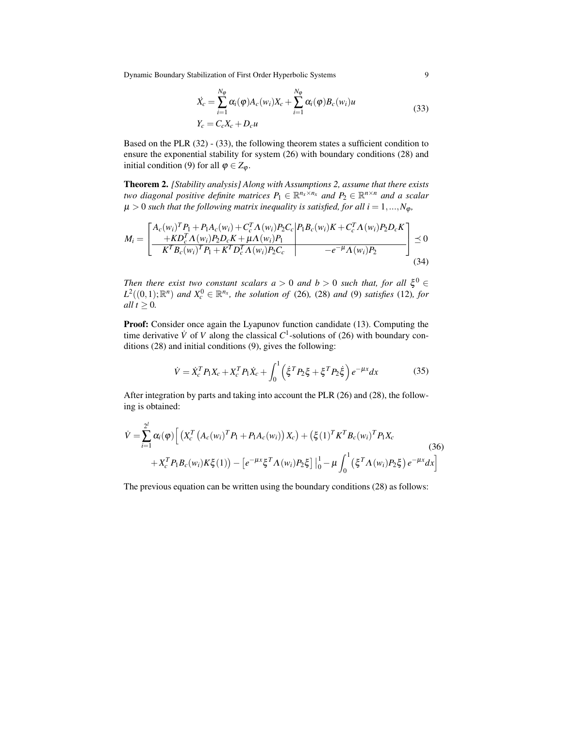$$
\begin{aligned}
\dot{X}_c &= \sum_{i=1}^{N_\varphi} \alpha_i(\varphi) A_c(w_i) X_c + \sum_{i=1}^{N_\varphi} \alpha_i(\varphi) B_c(w_i) u \\
Y_c &= C_c X_c + D_c u
\end{aligned} \tag{33}
$$

Based on the PLR (32) - (33), the following theorem states a sufficient condition to ensure the exponential stability for system (26) with boundary conditions (28) and initial condition (9) for all $\varphi \in Z_\varphi$.

**Theorem 2.** *[Stability analysis] Along with Assumptions 2, assume that there exists two diagonal positive definite matrices $P_1 \in \mathbb{R}^{n_x \times n_x}$ and $P_2 \in \mathbb{R}^{n \times n}$ and a scalar $\mu > 0$ such that the following matrix inequality is satisfied, for all $i = 1, \ldots, N_\varphi$,*

$$
M_i = \left[ \begin{array}{c|c} A_c(w_i)^T P_1 + P_1 A_c(w_i) + C_c^T \Lambda(w_i) P_2 C_c & P_1 B_c(w_i) K + C_c^T \Lambda(w_i) P_2 D_c K \\ + K D_c^T \Lambda(w_i) P_2 D_c K + \mu \Lambda(w_i) P_1 & \\ \hline K^T B_c(w_i)^T P_1 + K^T D_c^T \Lambda(w_i) P_2 C_c & -e^{-\mu} \Lambda(w_i) P_2 \end{array} \right] \preceq 0 \tag{34}
$$

*Then there exist two constant scalars $a > 0$ and $b > 0$ such that, for all $\xi^0 \in L^2((0,1);\mathbb{R}^n)$ and $X_c^0 \in \mathbb{R}^{n_x}$, the solution of* (26)*,* (28) *and* (9) *satisfies* (12)*, for all $t \geq 0$.*

**Proof:** Consider once again the Lyapunov function candidate (13). Computing the time derivative $\dot{V}$ of $V$ along the classical $C^1$-solutions of (26) with boundary conditions (28) and initial conditions (9), gives the following:

$$
\dot{V} = \dot{X}_c^T P_1 X_c + X_c^T P_1 \dot{X}_c + \int_0^1 \left( \dot{\xi}^T P_2 \xi + \xi^T P_2 \dot{\xi} \right) e^{-\mu x} dx \tag{35}
$$

After integration by parts and taking into account the PLR (26) and (28), the following is obtained:

$$
\begin{aligned}
\dot{V} = \sum_{i=1}^{2^l} \alpha_i(\varphi) \Big[ & \left( X_c^T \left( A_c(w_i)^T P_1 + P_1 A_c(w_i) \right) X_c \right) + \left( \xi(1)^T K^T B_c(w_i)^T P_1 X_c \right. \\
& \left. + X_c^T P_1 B_c(w_i) K \xi(1) \right) - \left[ e^{-\mu x} \xi^T \Lambda(w_i) P_2 \xi \right] \Big|_0^1 - \mu \int_0^1 \left( \xi^T \Lambda(w_i) P_2 \xi \right) e^{-\mu x} dx \Big]
\end{aligned} \tag{36}
$$

The previous equation can be written using the boundary conditions (28) as follows: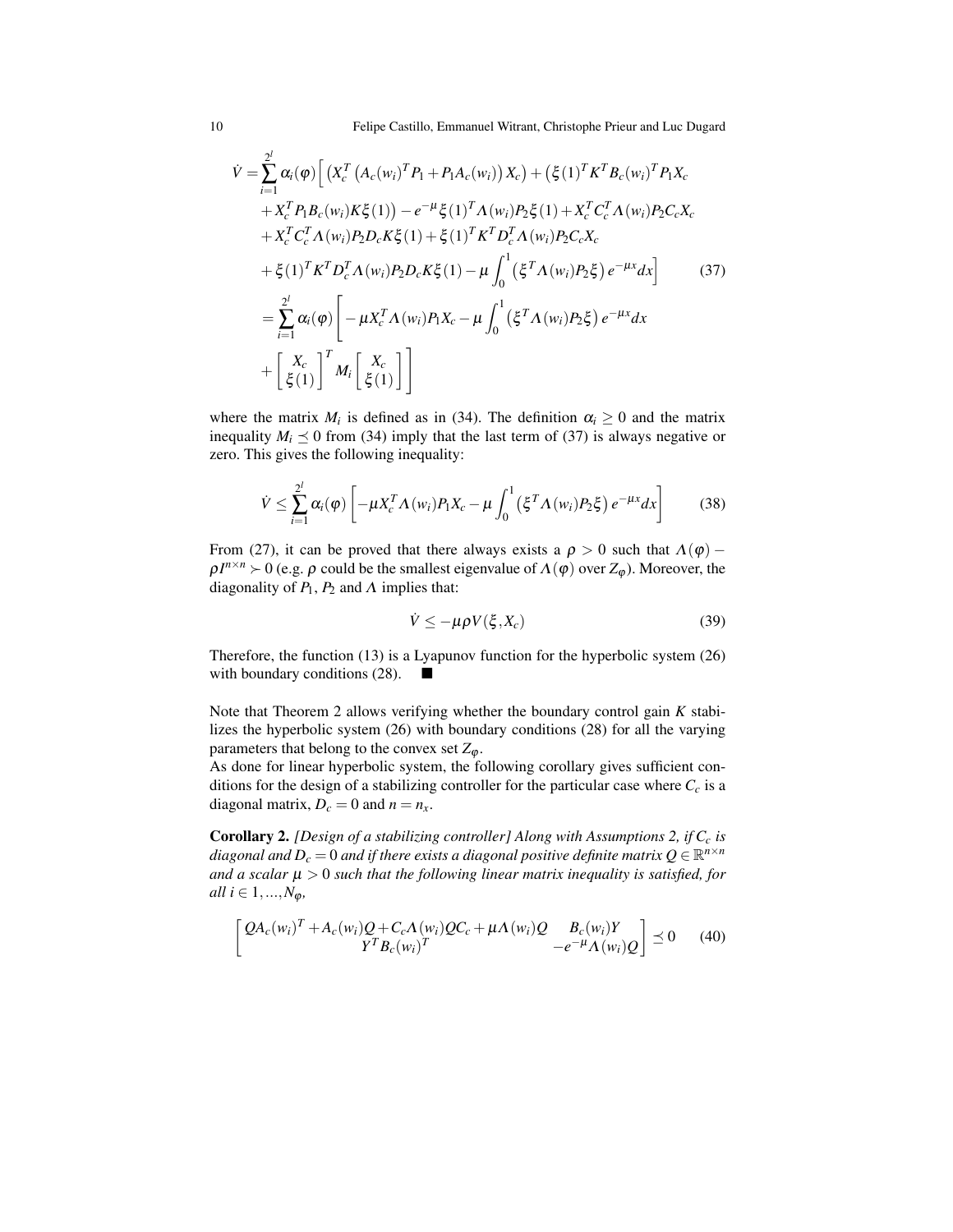$$
\begin{aligned}
\dot{V} =& \sum_{i=1}^{2^l} \alpha_i(\varphi) \Big[ \left( X_c^T \left( A_c(w_i)^T P_1 + P_1 A_c(w_i) \right) X_c \right) + \big( \xi(1)^T K^T B_c(w_i)^T P_1 X_c \\
&+ X_c^T P_1 B_c(w_i) K \xi(1) \big) - e^{-\mu} \xi(1)^T \Lambda(w_i) P_2 \xi(1) + X_c^T C_c^T \Lambda(w_i) P_2 C_c X_c \\
&+ X_c^T C_c^T \Lambda(w_i) P_2 D_c K \xi(1) + \xi(1)^T K^T D_c^T \Lambda(w_i) P_2 C_c X_c \\
&+ \xi(1)^T K^T D_c^T \Lambda(w_i) P_2 D_c K \xi(1) - \mu \int_0^1 \left( \xi^T \Lambda(w_i) P_2 \xi \right) e^{-\mu x} dx \Big] \qquad (37) \\
=& \sum_{i=1}^{2^l} \alpha_i(\varphi) \left[ -\mu X_c^T \Lambda(w_i) P_1 X_c - \mu \int_0^1 \left( \xi^T \Lambda(w_i) P_2 \xi \right) e^{-\mu x} dx \right. \\
&\left. + \begin{bmatrix} X_c \\ \xi(1) \end{bmatrix}^T M_i \begin{bmatrix} X_c \\ \xi(1) \end{bmatrix} \right]
\end{aligned}
$$

where the matrix $M_i$ is defined as in (34). The definition $\alpha_i \geq 0$ and the matrix inequality $M_i \preceq 0$ from (34) imply that the last term of (37) is always negative or zero. This gives the following inequality:

$$
\dot{V} \leq \sum_{i=1}^{2^l} \alpha_i(\varphi) \left[ -\mu X_c^T \Lambda(w_i) P_1 X_c - \mu \int_0^1 \left( \xi^T \Lambda(w_i) P_2 \xi \right) e^{-\mu x} dx \right] \qquad (38)
$$

From (27), it can be proved that there always exists a $\rho > 0$ such that $\Lambda(\varphi) - \rho I^{n \times n} \succ 0$ (e.g. $\rho$ could be the smallest eigenvalue of $\Lambda(\varphi)$ over $Z_\varphi$). Moreover, the diagonality of $P_1$, $P_2$ and $\Lambda$ implies that:

$$
\dot{V} \leq -\mu \rho V(\xi, X_c) \qquad (39)
$$

Therefore, the function (13) is a Lyapunov function for the hyperbolic system (26) with boundary conditions (28). ■

Note that Theorem 2 allows verifying whether the boundary control gain $K$ stabilizes the hyperbolic system (26) with boundary conditions (28) for all the varying parameters that belong to the convex set $Z_\varphi$.
As done for linear hyperbolic system, the following corollary gives sufficient conditions for the design of a stabilizing controller for the particular case where $C_c$ is a diagonal matrix, $D_c = 0$ and $n = n_x$.

**Corollary 2.** *[Design of a stabilizing controller] Along with Assumptions 2, if $C_c$ is diagonal and $D_c = 0$ and if there exists a diagonal positive definite matrix $Q \in \mathbb{R}^{n \times n}$ and a scalar $\mu > 0$ such that the following linear matrix inequality is satisfied, for all $i \in 1, ..., N_\varphi$,*

$$
\begin{bmatrix} QA_c(w_i)^T + A_c(w_i)Q + C_c \Lambda(w_i) Q C_c + \mu \Lambda(w_i) Q & B_c(w_i) Y \\ Y^T B_c(w_i)^T & -e^{-\mu} \Lambda(w_i) Q \end{bmatrix} \preceq 0 \qquad (40)
$$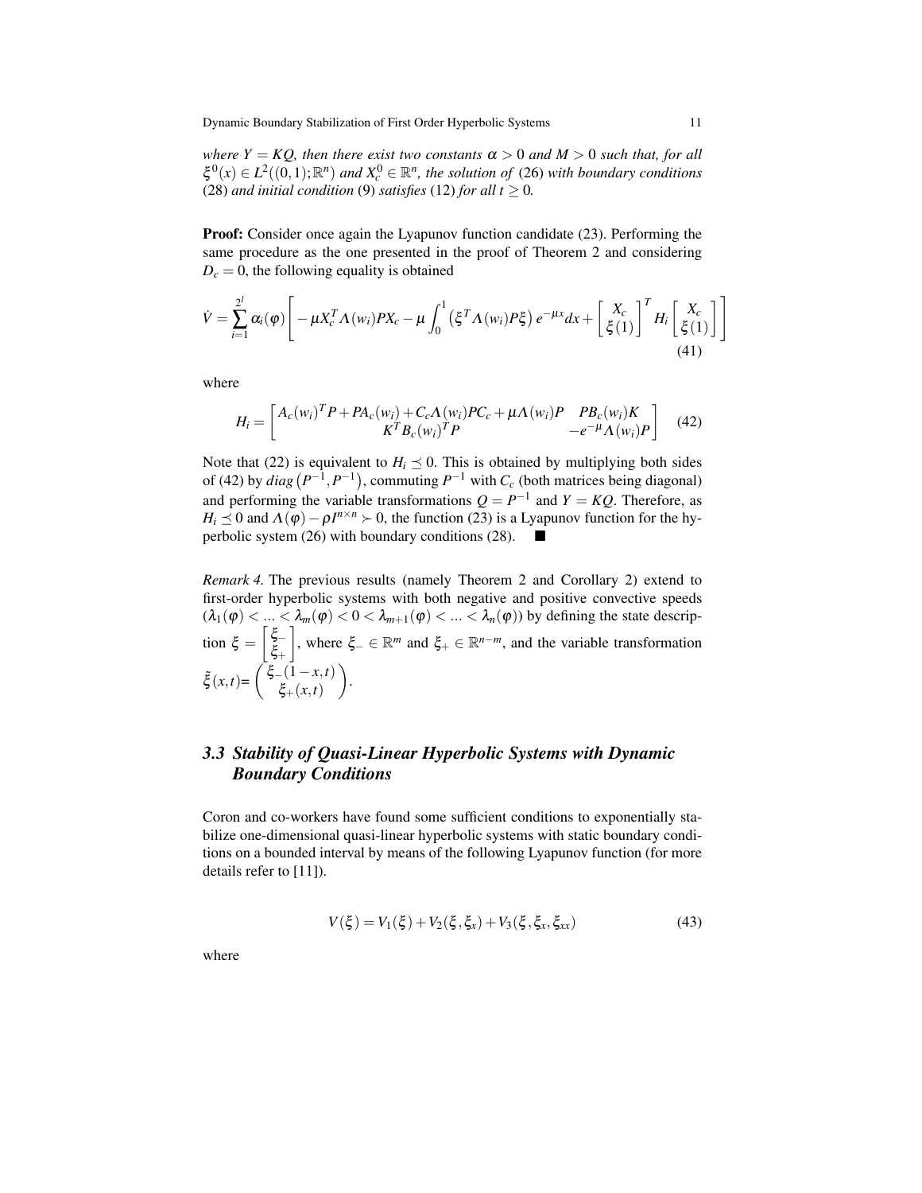*where $Y = KQ$, then there exist two constants $\alpha > 0$ and $M > 0$ such that, for all $\xi^0(x) \in L^2((0,1);\mathbb{R}^n)$ and $X_c^0 \in \mathbb{R}^n$, the solution of* (26) *with boundary conditions* (28) *and initial condition* (9) *satisfies* (12) *for all $t \geq 0$.*

**Proof:** Consider once again the Lyapunov function candidate (23). Performing the same procedure as the one presented in the proof of Theorem 2 and considering $D_c = 0$, the following equality is obtained

$$\dot{V} = \sum_{i=1}^{2^l} \alpha_i(\varphi) \left[ -\mu X_c^T \Lambda(w_i) P X_c - \mu \int_0^1 \left(\xi^T \Lambda(w_i) P \xi\right) e^{-\mu x} dx + \begin{bmatrix} X_c \\ \xi(1) \end{bmatrix}^T H_i \begin{bmatrix} X_c \\ \xi(1) \end{bmatrix} \right] \tag{41}$$

where

$$H_i = \begin{bmatrix} A_c(w_i)^T P + P A_c(w_i) + C_c \Lambda(w_i) P C_c + \mu \Lambda(w_i) P & P B_c(w_i) K \\ K^T B_c(w_i)^T P & -e^{-\mu} \Lambda(w_i) P \end{bmatrix} \tag{42}$$

Note that (22) is equivalent to $H_i \preceq 0$. This is obtained by multiplying both sides of (42) by $diag\left(P^{-1}, P^{-1}\right)$, commuting $P^{-1}$ with $C_c$ (both matrices being diagonal) and performing the variable transformations $Q = P^{-1}$ and $Y = KQ$. Therefore, as $H_i \preceq 0$ and $\Lambda(\varphi) - \rho I^{n \times n} \succ 0$, the function (23) is a Lyapunov function for the hyperbolic system (26) with boundary conditions (28). ■

*Remark 4.* The previous results (namely Theorem 2 and Corollary 2) extend to first-order hyperbolic systems with both negative and positive convective speeds $(\lambda_1(\varphi) < \ldots < \lambda_m(\varphi) < 0 < \lambda_{m+1}(\varphi) < \ldots < \lambda_n(\varphi))$ by defining the state description $\xi = \begin{bmatrix} \xi_- \\ \xi_+ \end{bmatrix}$, where $\xi_- \in \mathbb{R}^m$ and $\xi_+ \in \mathbb{R}^{n-m}$, and the variable transformation $\tilde{\xi}(x,t) = \begin{pmatrix} \xi_-(1-x,t) \\ \xi_+(x,t) \end{pmatrix}$.

### 3.3 Stability of Quasi-Linear Hyperbolic Systems with Dynamic Boundary Conditions

Coron and co-workers have found some sufficient conditions to exponentially stabilize one-dimensional quasi-linear hyperbolic systems with static boundary conditions on a bounded interval by means of the following Lyapunov function (for more details refer to [11]).

$$V(\xi) = V_1(\xi) + V_2(\xi, \xi_x) + V_3(\xi, \xi_x, \xi_{xx}) \tag{43}$$

where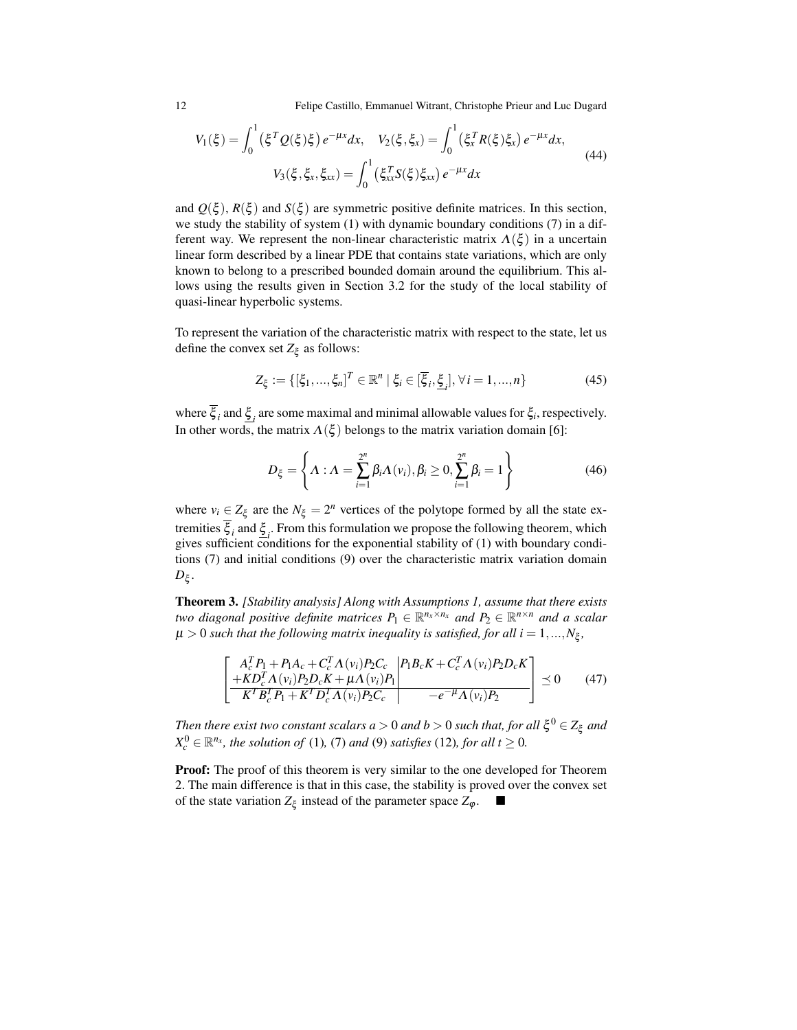$$
V_1(\xi) = \int_0^1 \left(\xi^T Q(\xi)\xi\right) e^{-\mu x} dx, \quad V_2(\xi, \xi_x) = \int_0^1 \left(\xi_x^T R(\xi)\xi_x\right) e^{-\mu x} dx,
$$
$$
V_3(\xi, \xi_x, \xi_{xx}) = \int_0^1 \left(\xi_{xx}^T S(\xi)\xi_{xx}\right) e^{-\mu x} dx \tag{44}
$$

and $Q(\xi)$, $R(\xi)$ and $S(\xi)$ are symmetric positive definite matrices. In this section, we study the stability of system (1) with dynamic boundary conditions (7) in a different way. We represent the non-linear characteristic matrix $\Lambda(\xi)$ in a uncertain linear form described by a linear PDE that contains state variations, which are only known to belong to a prescribed bounded domain around the equilibrium. This allows using the results given in Section 3.2 for the study of the local stability of quasi-linear hyperbolic systems.

To represent the variation of the characteristic matrix with respect to the state, let us define the convex set $Z_\xi$ as follows:

$$
Z_\xi := \{[\xi_1, ..., \xi_n]^T \in \mathbb{R}^n \mid \xi_i \in [\overline{\xi}_i, \underline{\xi}_i], \forall i = 1, ..., n\} \tag{45}
$$

where $\overline{\xi}_i$ and $\underline{\xi}_i$ are some maximal and minimal allowable values for $\xi_i$, respectively. In other words, the matrix $\Lambda(\xi)$ belongs to the matrix variation domain [6]:

$$
D_\xi = \left\{ \Lambda : \Lambda = \sum_{i=1}^{2^n} \beta_i \Lambda(v_i), \beta_i \geq 0, \sum_{i=1}^{2^n} \beta_i = 1 \right\} \tag{46}
$$

where $v_i \in Z_\xi$ are the $N_\xi = 2^n$ vertices of the polytope formed by all the state extremities $\overline{\xi}_i$ and $\underline{\xi}_i$. From this formulation we propose the following theorem, which gives sufficient conditions for the exponential stability of (1) with boundary conditions (7) and initial conditions (9) over the characteristic matrix variation domain $D_\xi$.

**Theorem 3.** *[Stability analysis] Along with Assumptions 1, assume that there exists two diagonal positive definite matrices $P_1 \in \mathbb{R}^{n_x \times n_x}$ and $P_2 \in \mathbb{R}^{n \times n}$ and a scalar $\mu > 0$ such that the following matrix inequality is satisfied, for all $i = 1, ..., N_\xi$,*

$$
\left[\begin{array}{c|c}
A_c^T P_1 + P_1 A_c + C_c^T \Lambda(v_i) P_2 C_c & P_1 B_c K + C_c^T \Lambda(v_i) P_2 D_c K \\
+ K D_c^T \Lambda(v_i) P_2 D_c K + \mu \Lambda(v_i) P_1 & \\
\hline
K^T B_c^T P_1 + K^T D_c^T \Lambda(v_i) P_2 C_c & -e^{-\mu} \Lambda(v_i) P_2
\end{array}\right] \preceq 0 \tag{47}
$$

*Then there exist two constant scalars $a > 0$ and $b > 0$ such that, for all $\xi^0 \in Z_\xi$ and $X_c^0 \in \mathbb{R}^{n_x}$, the solution of (1), (7) and (9) satisfies (12), for all $t \geq 0$.*

**Proof:** The proof of this theorem is very similar to the one developed for Theorem 2. The main difference is that in this case, the stability is proved over the convex set of the state variation $Z_\xi$ instead of the parameter space $Z_\varphi$. ■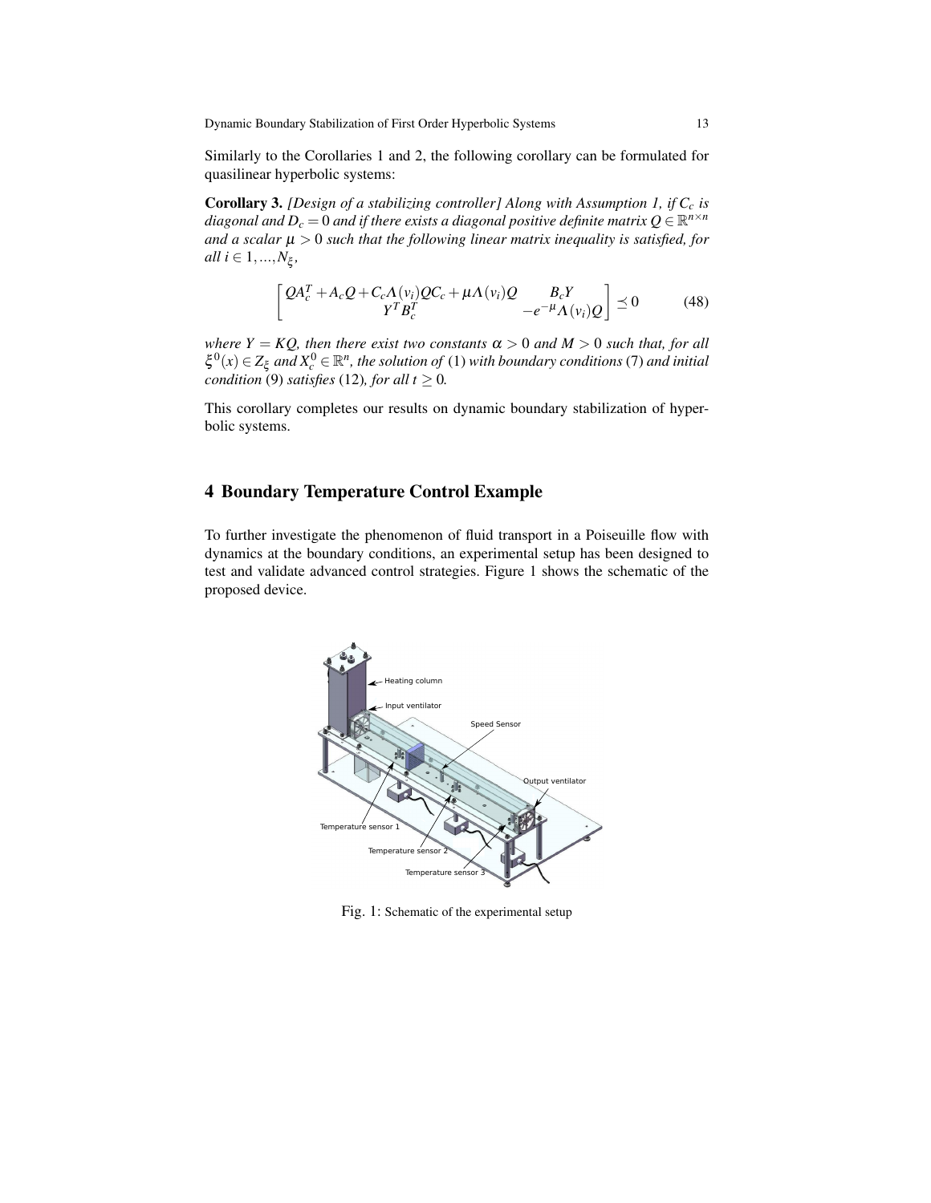Similarly to the Corollaries 1 and 2, the following corollary can be formulated for quasilinear hyperbolic systems:

**Corollary 3.** *[Design of a stabilizing controller] Along with Assumption 1, if $C_c$ is diagonal and $D_c = 0$ and if there exists a diagonal positive definite matrix $Q \in \mathbb{R}^{n\times n}$ and a scalar $\mu > 0$ such that the following linear matrix inequality is satisfied, for all $i \in 1,...,N_\xi$,*

$$\begin{bmatrix} QA_c^T + A_c Q + C_c \Lambda(v_i) Q C_c + \mu \Lambda(v_i) Q & B_c Y \\ Y^T B_c^T & -e^{-\mu}\Lambda(v_i) Q \end{bmatrix} \preceq 0 \tag{48}$$

*where $Y = KQ$, then there exist two constants $\alpha > 0$ and $M > 0$ such that, for all $\xi^0(x) \in Z_\xi$ and $X_c^0 \in \mathbb{R}^n$, the solution of* (1) *with boundary conditions* (7) *and initial condition* (9) *satisfies* (12)*, for all $t \geq 0$.*

This corollary completes our results on dynamic boundary stabilization of hyperbolic systems.

## 4 Boundary Temperature Control Example

To further investigate the phenomenon of fluid transport in a Poiseuille flow with dynamics at the boundary conditions, an experimental setup has been designed to test and validate advanced control strategies. Figure 1 shows the schematic of the proposed device.

Fig. 1: Schematic of the experimental setup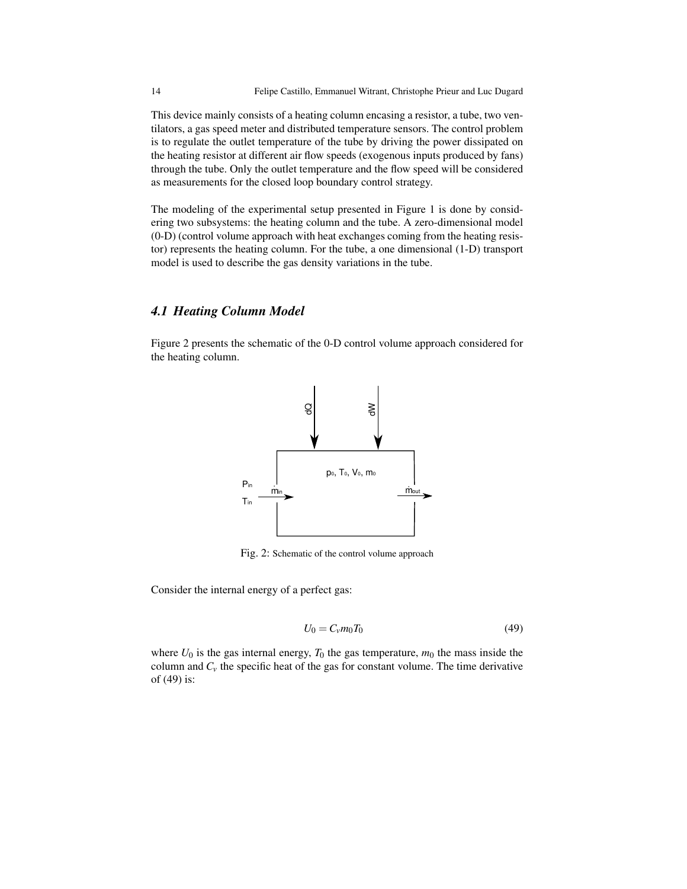This device mainly consists of a heating column encasing a resistor, a tube, two ventilators, a gas speed meter and distributed temperature sensors. The control problem is to regulate the outlet temperature of the tube by driving the power dissipated on the heating resistor at different air flow speeds (exogenous inputs produced by fans) through the tube. Only the outlet temperature and the flow speed will be considered as measurements for the closed loop boundary control strategy.

The modeling of the experimental setup presented in Figure 1 is done by considering two subsystems: the heating column and the tube. A zero-dimensional model (0-D) (control volume approach with heat exchanges coming from the heating resistor) represents the heating column. For the tube, a one dimensional (1-D) transport model is used to describe the gas density variations in the tube.

### *4.1 Heating Column Model*

Figure 2 presents the schematic of the 0-D control volume approach considered for the heating column.

Fig. 2: Schematic of the control volume approach

Consider the internal energy of a perfect gas:

$$U_0 = C_v m_0 T_0 \tag{49}$$

where $U_0$ is the gas internal energy, $T_0$ the gas temperature, $m_0$ the mass inside the column and $C_v$ the specific heat of the gas for constant volume. The time derivative of (49) is: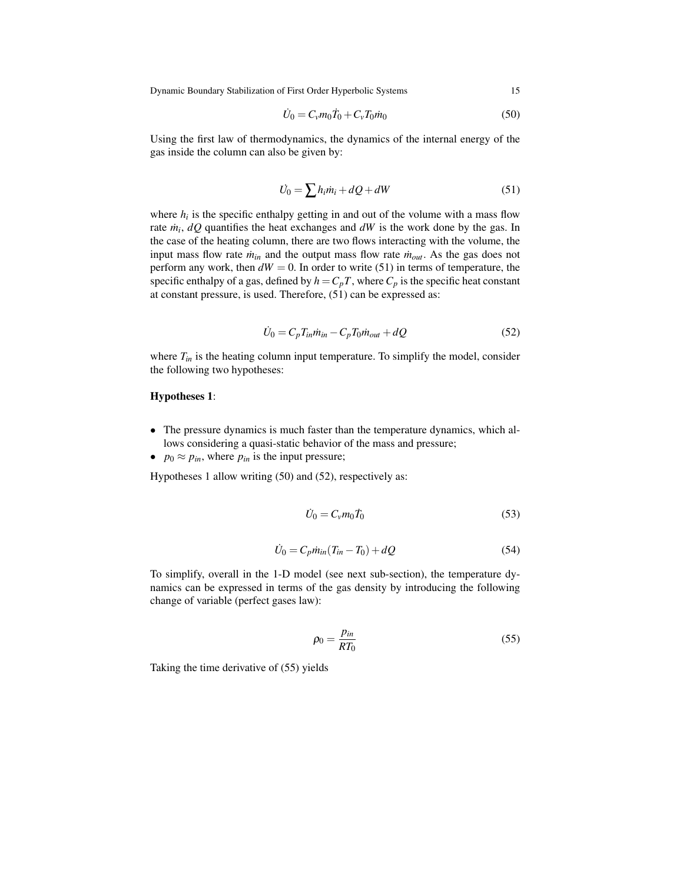$$\dot{U}_0 = C_v m_0 \dot{T}_0 + C_v T_0 \dot{m}_0 \tag{50}$$

Using the first law of thermodynamics, the dynamics of the internal energy of the gas inside the column can also be given by:

$$\dot{U}_0 = \sum h_i \dot{m}_i + dQ + dW \tag{51}$$

where $h_i$ is the specific enthalpy getting in and out of the volume with a mass flow rate $\dot{m}_i$, $dQ$ quantifies the heat exchanges and $dW$ is the work done by the gas. In the case of the heating column, there are two flows interacting with the volume, the input mass flow rate $\dot{m}_{in}$ and the output mass flow rate $\dot{m}_{out}$. As the gas does not perform any work, then $dW = 0$. In order to write (51) in terms of temperature, the specific enthalpy of a gas, defined by $h = C_p T$, where $C_p$ is the specific heat constant at constant pressure, is used. Therefore, (51) can be expressed as:

$$\dot{U}_0 = C_p T_{in} \dot{m}_{in} - C_p T_0 \dot{m}_{out} + dQ \tag{52}$$

where $T_{in}$ is the heating column input temperature. To simplify the model, consider the following two hypotheses:

**Hypotheses 1**:

- The pressure dynamics is much faster than the temperature dynamics, which allows considering a quasi-static behavior of the mass and pressure;
- $p_0 \approx p_{in}$, where $p_{in}$ is the input pressure;

Hypotheses 1 allow writing (50) and (52), respectively as:

$$\dot{U}_0 = C_v m_0 \dot{T}_0 \tag{53}$$

$$\dot{U}_0 = C_p \dot{m}_{in} (T_{in} - T_0) + dQ \tag{54}$$

To simplify, overall in the 1-D model (see next sub-section), the temperature dynamics can be expressed in terms of the gas density by introducing the following change of variable (perfect gases law):

$$\rho_0 = \frac{p_{in}}{R T_0} \tag{55}$$

Taking the time derivative of (55) yields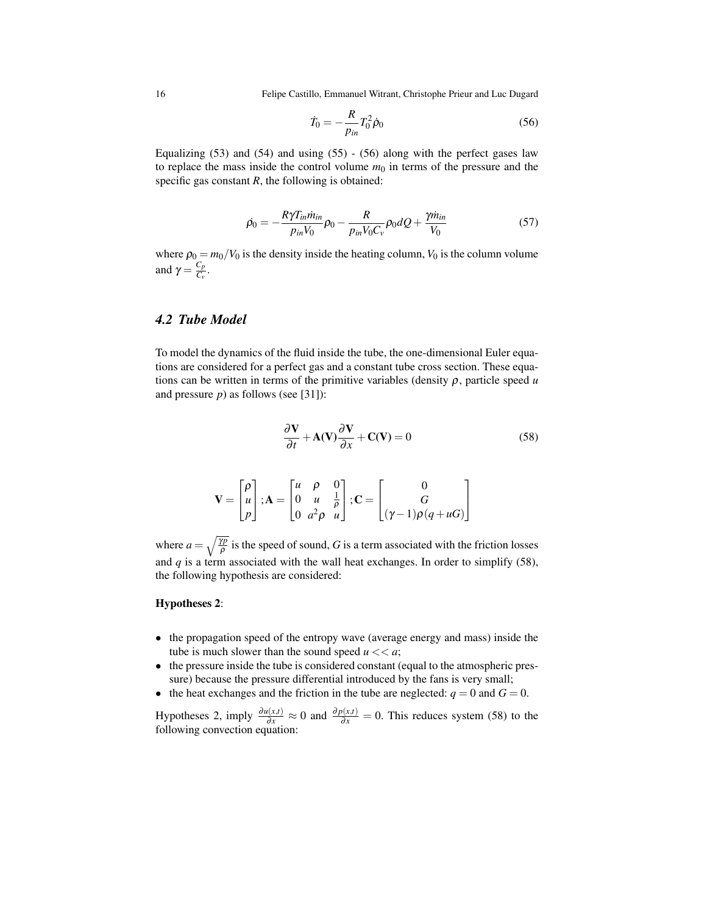$$\dot{T}_0 = -\frac{R}{p_{in}} T_0^2 \dot{\rho}_0 \tag{56}$$

Equalizing (53) and (54) and using (55) - (56) along with the perfect gases law to replace the mass inside the control volume $m_0$ in terms of the pressure and the specific gas constant $R$, the following is obtained:

$$\dot{\rho}_0 = -\frac{R\gamma T_{in} \dot{m}_{in}}{p_{in} V_0} \rho_0 - \frac{R}{p_{in} V_0 C_v} \rho_0 dQ + \frac{\gamma \dot{m}_{in}}{V_0} \tag{57}$$

where $\rho_0 = m_0 / V_0$ is the density inside the heating column, $V_0$ is the column volume and $\gamma = \frac{C_p}{C_v}$.

## *4.2 Tube Model*

To model the dynamics of the fluid inside the tube, the one-dimensional Euler equations are considered for a perfect gas and a constant tube cross section. These equations can be written in terms of the primitive variables (density $\rho$, particle speed $u$ and pressure $p$) as follows (see [31]):

$$\frac{\partial \mathbf{V}}{\partial t} + \mathbf{A}(\mathbf{V}) \frac{\partial \mathbf{V}}{\partial x} + \mathbf{C}(\mathbf{V}) = 0 \tag{58}$$

$$\mathbf{V} = \begin{bmatrix} \rho \\ u \\ p \end{bmatrix}; \mathbf{A} = \begin{bmatrix} u & \rho & 0 \\ 0 & u & \frac{1}{\rho} \\ 0 & a^2 \rho & u \end{bmatrix}; \mathbf{C} = \begin{bmatrix} 0 \\ G \\ (\gamma - 1)\rho(q + uG) \end{bmatrix}$$

where $a = \sqrt{\frac{\gamma p}{\rho}}$ is the speed of sound, $G$ is a term associated with the friction losses and $q$ is a term associated with the wall heat exchanges. In order to simplify (58), the following hypothesis are considered:

**Hypotheses 2**:

- the propagation speed of the entropy wave (average energy and mass) inside the tube is much slower than the sound speed $u << a$;
- the pressure inside the tube is considered constant (equal to the atmospheric pressure) because the pressure differential introduced by the fans is very small;
- the heat exchanges and the friction in the tube are neglected: $q = 0$ and $G = 0$.

Hypotheses 2, imply $\frac{\partial u(x,t)}{\partial x} \approx 0$ and $\frac{\partial p(x,t)}{\partial x} = 0$. This reduces system (58) to the following convection equation: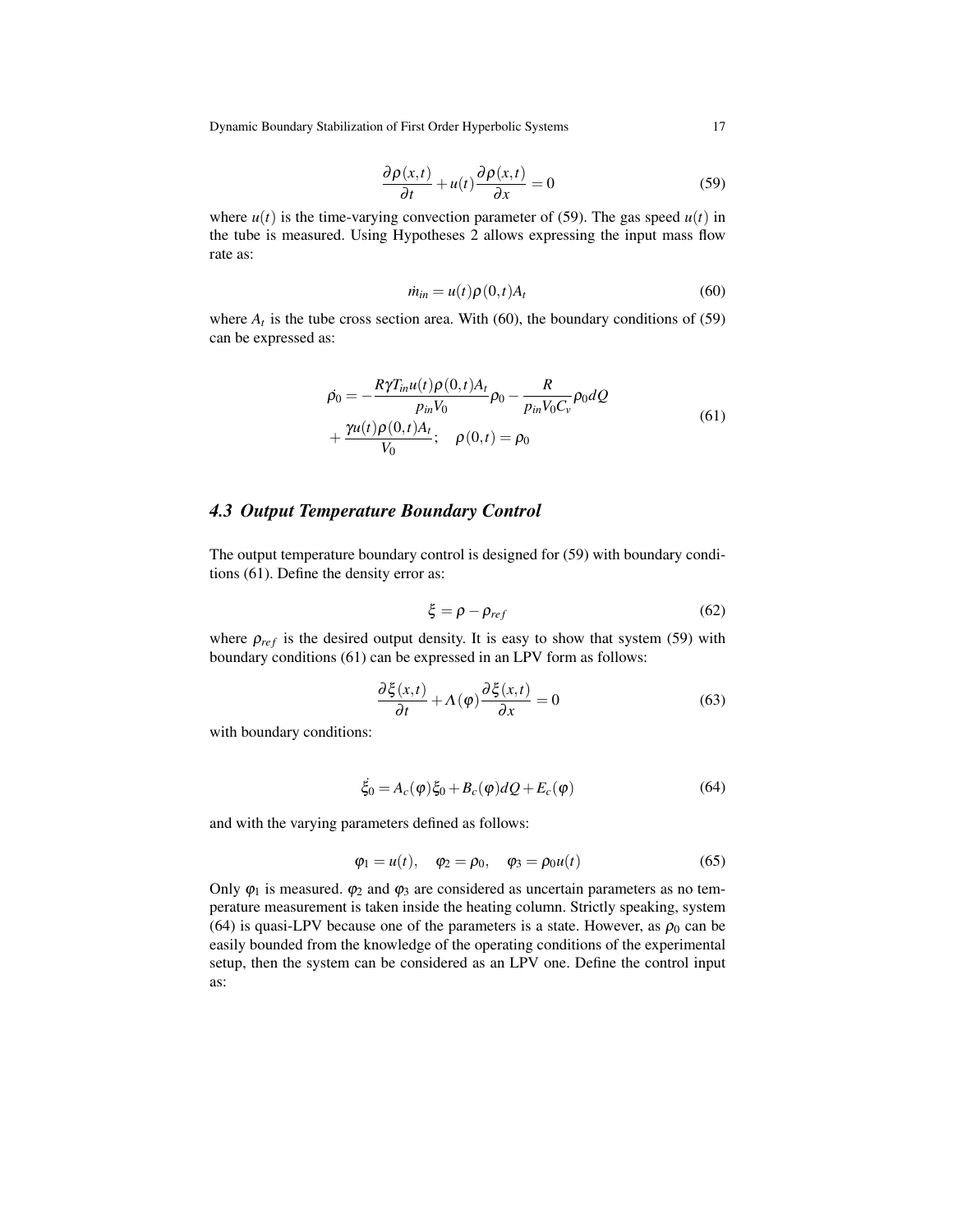$$\frac{\partial \rho(x,t)}{\partial t} + u(t)\frac{\partial \rho(x,t)}{\partial x} = 0 \tag{59}$$

where $u(t)$ is the time-varying convection parameter of (59). The gas speed $u(t)$ in the tube is measured. Using Hypotheses 2 allows expressing the input mass flow rate as:

$$\dot{m}_{in} = u(t)\rho(0,t)A_t \tag{60}$$

where $A_t$ is the tube cross section area. With (60), the boundary conditions of (59) can be expressed as:

$$\begin{aligned}
\dot{\rho_0} = &-\frac{R\gamma T_{in}u(t)\rho(0,t)A_t}{p_{in}V_0}\rho_0 - \frac{R}{p_{in}V_0C_v}\rho_0 dQ \\
&+ \frac{\gamma u(t)\rho(0,t)A_t}{V_0}; \quad \rho(0,t) = \rho_0
\end{aligned} \tag{61}$$

### 4.3 Output Temperature Boundary Control

The output temperature boundary control is designed for (59) with boundary conditions (61). Define the density error as:

$$\xi = \rho - \rho_{ref} \tag{62}$$

where $\rho_{ref}$ is the desired output density. It is easy to show that system (59) with boundary conditions (61) can be expressed in an LPV form as follows:

$$\frac{\partial \xi(x,t)}{\partial t} + \Lambda(\varphi)\frac{\partial \xi(x,t)}{\partial x} = 0 \tag{63}$$

with boundary conditions:

$$\dot{\xi_0} = A_c(\varphi)\xi_0 + B_c(\varphi)dQ + E_c(\varphi) \tag{64}$$

and with the varying parameters defined as follows:

$$\varphi_1 = u(t), \quad \varphi_2 = \rho_0, \quad \varphi_3 = \rho_0 u(t) \tag{65}$$

Only $\varphi_1$ is measured. $\varphi_2$ and $\varphi_3$ are considered as uncertain parameters as no temperature measurement is taken inside the heating column. Strictly speaking, system (64) is quasi-LPV because one of the parameters is a state. However, as $\rho_0$ can be easily bounded from the knowledge of the operating conditions of the experimental setup, then the system can be considered as an LPV one. Define the control input as: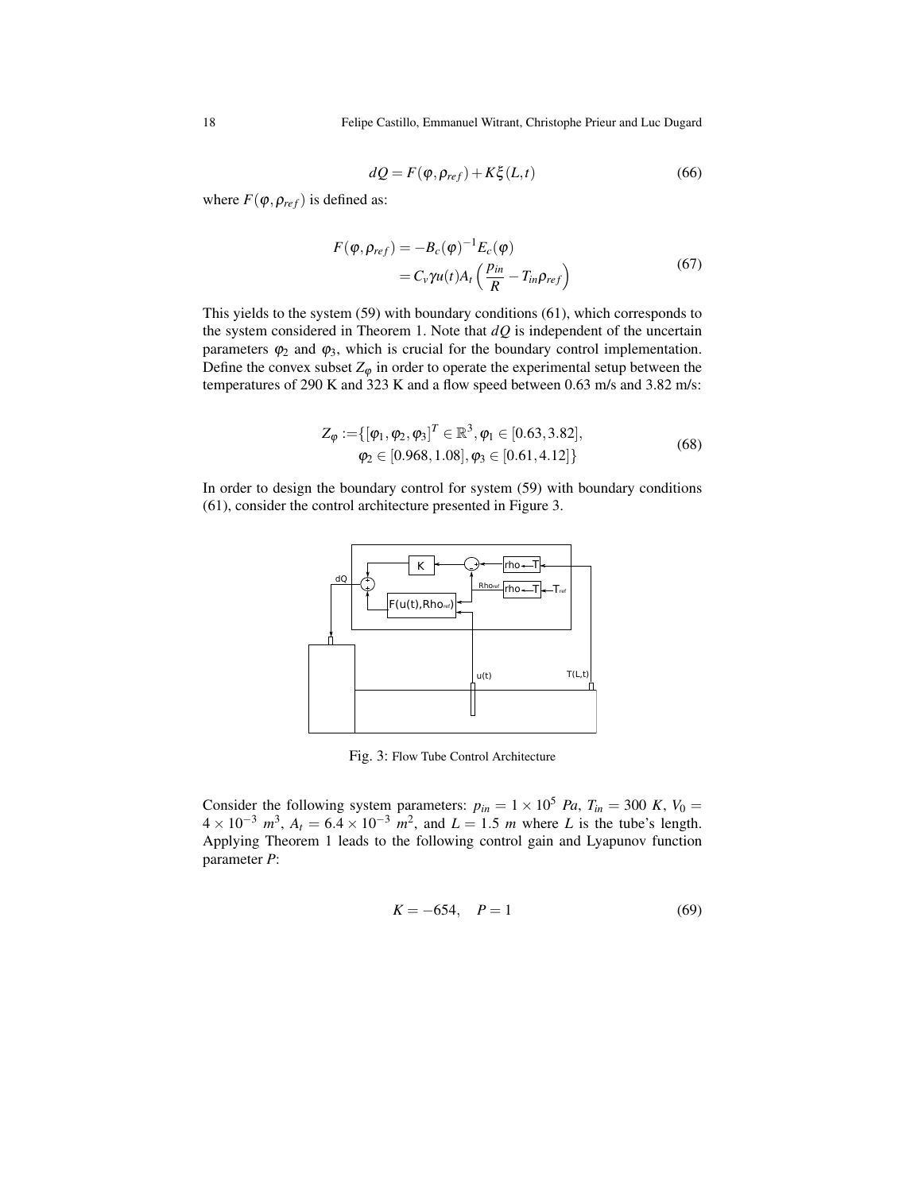$$dQ = F(\varphi, \rho_{ref}) + K\xi(L,t) \tag{66}$$

where $F(\varphi, \rho_{ref})$ is defined as:

$$\begin{aligned} F(\varphi, \rho_{ref}) &= -B_c(\varphi)^{-1} E_c(\varphi) \\ &= C_v \gamma u(t) A_t \left( \frac{p_{in}}{R} - T_{in} \rho_{ref} \right) \end{aligned} \tag{67}$$

This yields to the system (59) with boundary conditions (61), which corresponds to the system considered in Theorem 1. Note that $dQ$ is independent of the uncertain parameters $\varphi_2$ and $\varphi_3$, which is crucial for the boundary control implementation. Define the convex subset $Z_\varphi$ in order to operate the experimental setup between the temperatures of 290 K and 323 K and a flow speed between 0.63 m/s and 3.82 m/s:

$$\begin{aligned} Z_\varphi := \{ & [\varphi_1, \varphi_2, \varphi_3]^T \in \mathbb{R}^3, \varphi_1 \in [0.63, 3.82], \\ & \varphi_2 \in [0.968, 1.08], \varphi_3 \in [0.61, 4.12] \} \end{aligned} \tag{68}$$

In order to design the boundary control for system (59) with boundary conditions (61), consider the control architecture presented in Figure 3.

Fig. 3: Flow Tube Control Architecture

Consider the following system parameters: $p_{in} = 1 \times 10^5$ $Pa$, $T_{in} = 300$ $K$, $V_0 = 4 \times 10^{-3}$ $m^3$, $A_t = 6.4 \times 10^{-3}$ $m^2$, and $L = 1.5$ $m$ where $L$ is the tube's length. Applying Theorem 1 leads to the following control gain and Lyapunov function parameter $P$:

$$K = -654, \quad P = 1 \tag{69}$$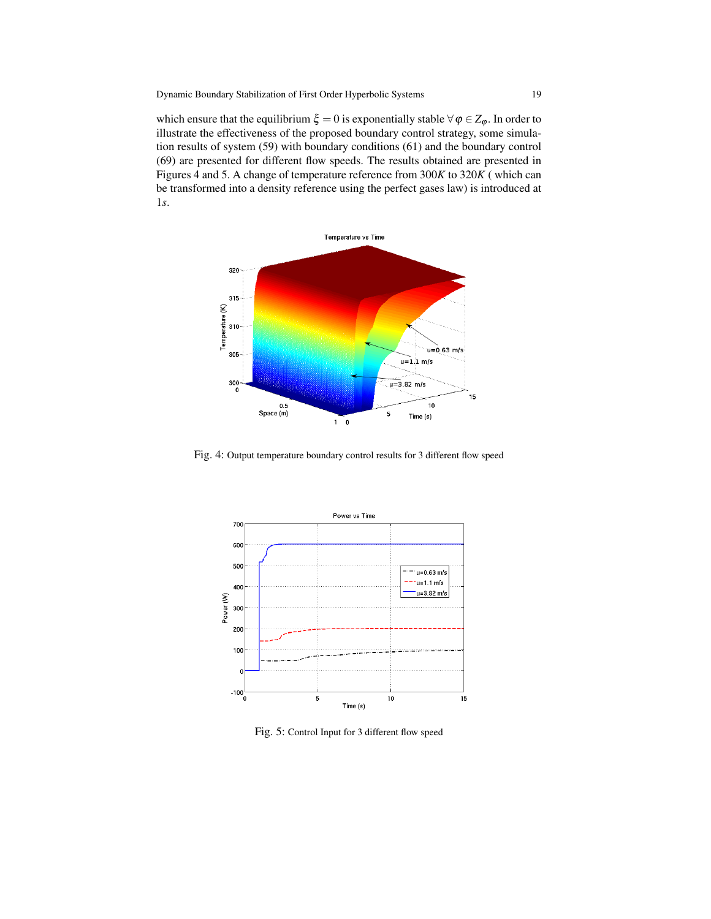which ensure that the equilibrium $\xi = 0$ is exponentially stable $\forall \varphi \in Z_\varphi$. In order to illustrate the effectiveness of the proposed boundary control strategy, some simulation results of system (59) with boundary conditions (61) and the boundary control (69) are presented for different flow speeds. The results obtained are presented in Figures 4 and 5. A change of temperature reference from $300K$ to $320K$ ( which can be transformed into a density reference using the perfect gases law) is introduced at $1s$.

Fig. 4: Output temperature boundary control results for 3 different flow speed

Fig. 5: Control Input for 3 different flow speed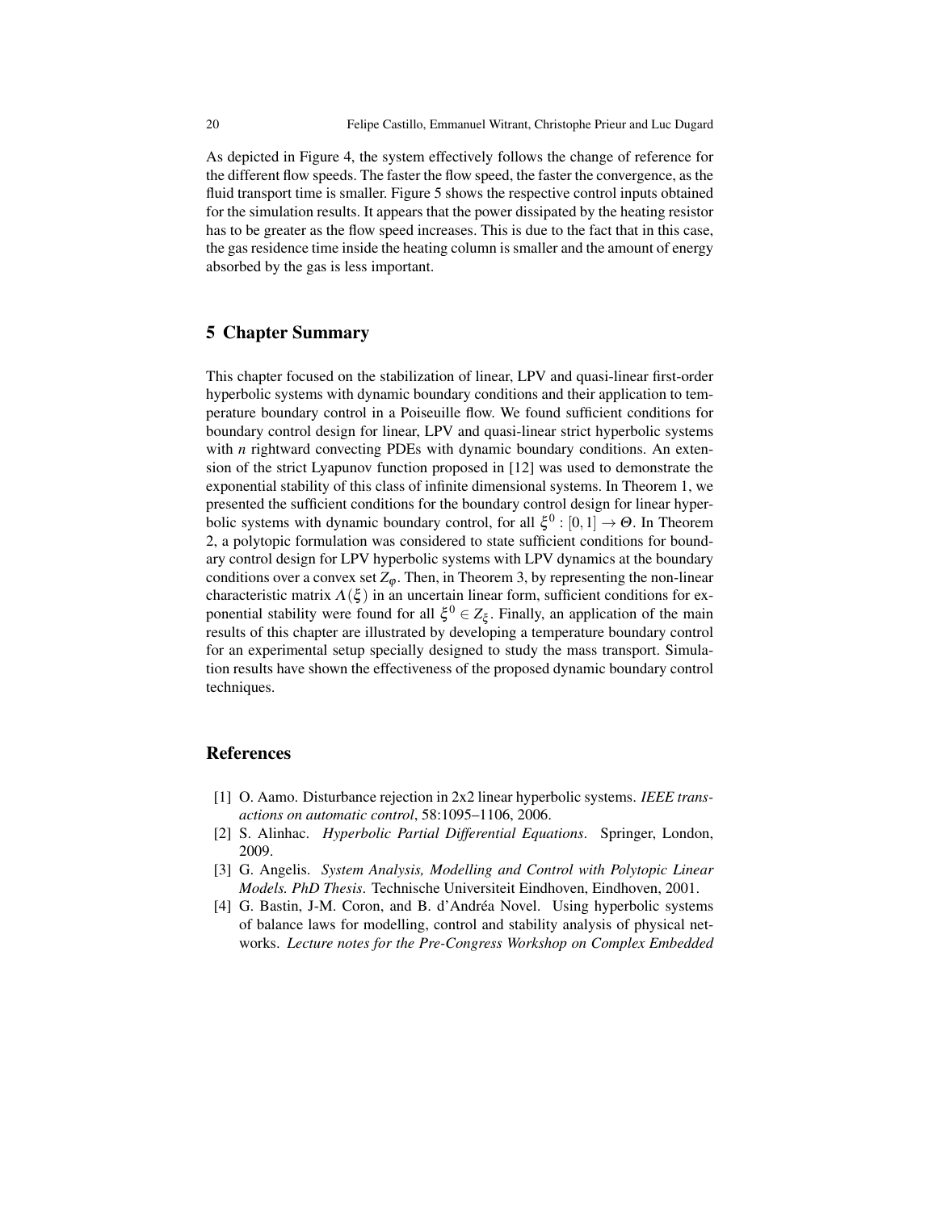As depicted in Figure 4, the system effectively follows the change of reference for the different flow speeds. The faster the flow speed, the faster the convergence, as the fluid transport time is smaller. Figure 5 shows the respective control inputs obtained for the simulation results. It appears that the power dissipated by the heating resistor has to be greater as the flow speed increases. This is due to the fact that in this case, the gas residence time inside the heating column is smaller and the amount of energy absorbed by the gas is less important.

## 5 Chapter Summary

This chapter focused on the stabilization of linear, LPV and quasi-linear first-order hyperbolic systems with dynamic boundary conditions and their application to temperature boundary control in a Poiseuille flow. We found sufficient conditions for boundary control design for linear, LPV and quasi-linear strict hyperbolic systems with $n$ rightward convecting PDEs with dynamic boundary conditions. An extension of the strict Lyapunov function proposed in [12] was used to demonstrate the exponential stability of this class of infinite dimensional systems. In Theorem 1, we presented the sufficient conditions for the boundary control design for linear hyperbolic systems with dynamic boundary control, for all $\xi^0 : [0,1] \to \Theta$. In Theorem 2, a polytopic formulation was considered to state sufficient conditions for boundary control design for LPV hyperbolic systems with LPV dynamics at the boundary conditions over a convex set $Z_\varphi$. Then, in Theorem 3, by representing the non-linear characteristic matrix $\Lambda(\xi)$ in an uncertain linear form, sufficient conditions for exponential stability were found for all $\xi^0 \in Z_\xi$. Finally, an application of the main results of this chapter are illustrated by developing a temperature boundary control for an experimental setup specially designed to study the mass transport. Simulation results have shown the effectiveness of the proposed dynamic boundary control techniques.

## References

[1] O. Aamo. Disturbance rejection in 2x2 linear hyperbolic systems. *IEEE transactions on automatic control*, 58:1095–1106, 2006.

[2] S. Alinhac. *Hyperbolic Partial Differential Equations*. Springer, London, 2009.

[3] G. Angelis. *System Analysis, Modelling and Control with Polytopic Linear Models. PhD Thesis*. Technische Universiteit Eindhoven, Eindhoven, 2001.

[4] G. Bastin, J-M. Coron, and B. d'Andréa Novel. Using hyperbolic systems of balance laws for modelling, control and stability analysis of physical networks. *Lecture notes for the Pre-Congress Workshop on Complex Embedded*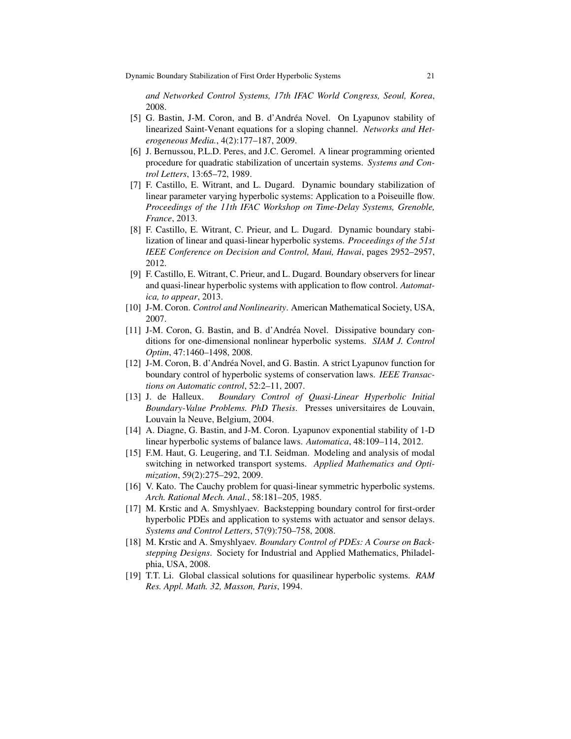*and Networked Control Systems, 17th IFAC World Congress, Seoul, Korea*, 2008.

[5] G. Bastin, J-M. Coron, and B. d'Andréa Novel. On Lyapunov stability of linearized Saint-Venant equations for a sloping channel. *Networks and Heterogeneous Media.*, 4(2):177–187, 2009.

[6] J. Bernussou, P.L.D. Peres, and J.C. Geromel. A linear programming oriented procedure for quadratic stabilization of uncertain systems. *Systems and Control Letters*, 13:65–72, 1989.

[7] F. Castillo, E. Witrant, and L. Dugard. Dynamic boundary stabilization of linear parameter varying hyperbolic systems: Application to a Poiseuille flow. *Proceedings of the 11th IFAC Workshop on Time-Delay Systems, Grenoble, France*, 2013.

[8] F. Castillo, E. Witrant, C. Prieur, and L. Dugard. Dynamic boundary stabilization of linear and quasi-linear hyperbolic systems. *Proceedings of the 51st IEEE Conference on Decision and Control, Maui, Hawai*, pages 2952–2957, 2012.

[9] F. Castillo, E. Witrant, C. Prieur, and L. Dugard. Boundary observers for linear and quasi-linear hyperbolic systems with application to flow control. *Automatica, to appear*, 2013.

[10] J-M. Coron. *Control and Nonlinearity*. American Mathematical Society, USA, 2007.

[11] J-M. Coron, G. Bastin, and B. d'Andréa Novel. Dissipative boundary conditions for one-dimensional nonlinear hyperbolic systems. *SIAM J. Control Optim*, 47:1460–1498, 2008.

[12] J-M. Coron, B. d'Andréa Novel, and G. Bastin. A strict Lyapunov function for boundary control of hyperbolic systems of conservation laws. *IEEE Transactions on Automatic control*, 52:2–11, 2007.

[13] J. de Halleux. *Boundary Control of Quasi-Linear Hyperbolic Initial Boundary-Value Problems. PhD Thesis*. Presses universitaires de Louvain, Louvain la Neuve, Belgium, 2004.

[14] A. Diagne, G. Bastin, and J-M. Coron. Lyapunov exponential stability of 1-D linear hyperbolic systems of balance laws. *Automatica*, 48:109–114, 2012.

[15] F.M. Haut, G. Leugering, and T.I. Seidman. Modeling and analysis of modal switching in networked transport systems. *Applied Mathematics and Optimization*, 59(2):275–292, 2009.

[16] V. Kato. The Cauchy problem for quasi-linear symmetric hyperbolic systems. *Arch. Rational Mech. Anal.*, 58:181–205, 1985.

[17] M. Krstic and A. Smyshlyaev. Backstepping boundary control for first-order hyperbolic PDEs and application to systems with actuator and sensor delays. *Systems and Control Letters*, 57(9):750–758, 2008.

[18] M. Krstic and A. Smyshlyaev. *Boundary Control of PDEs: A Course on Backstepping Designs*. Society for Industrial and Applied Mathematics, Philadelphia, USA, 2008.

[19] T.T. Li. Global classical solutions for quasilinear hyperbolic systems. *RAM Res. Appl. Math. 32, Masson, Paris*, 1994.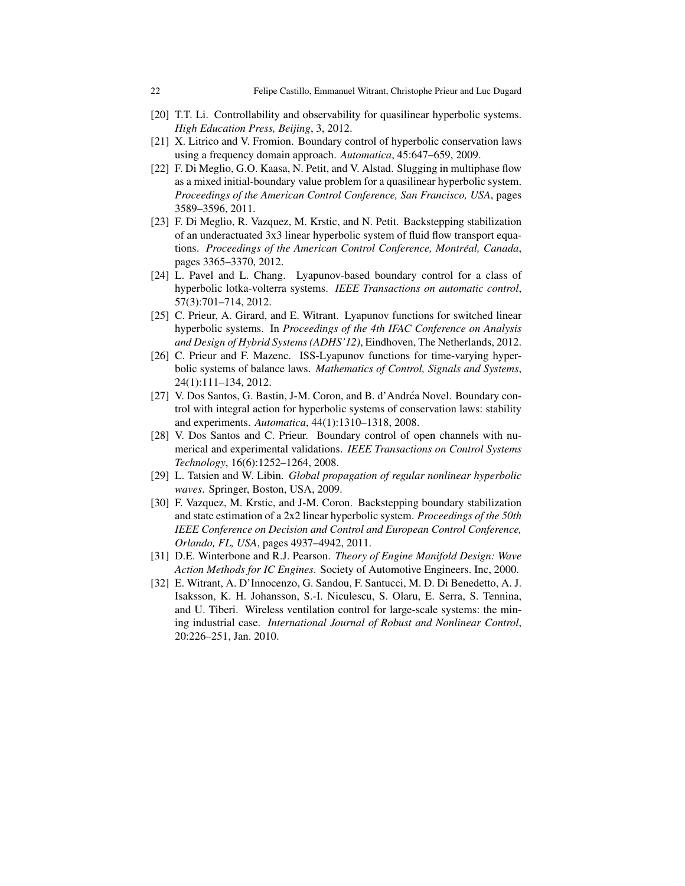[20] T.T. Li. Controllability and observability for quasilinear hyperbolic systems. *High Education Press, Beijing*, 3, 2012.

[21] X. Litrico and V. Fromion. Boundary control of hyperbolic conservation laws using a frequency domain approach. *Automatica*, 45:647–659, 2009.

[22] F. Di Meglio, G.O. Kaasa, N. Petit, and V. Alstad. Slugging in multiphase flow as a mixed initial-boundary value problem for a quasilinear hyperbolic system. *Proceedings of the American Control Conference, San Francisco, USA*, pages 3589–3596, 2011.

[23] F. Di Meglio, R. Vazquez, M. Krstic, and N. Petit. Backstepping stabilization of an underactuated 3x3 linear hyperbolic system of fluid flow transport equations. *Proceedings of the American Control Conference, Montréal, Canada*, pages 3365–3370, 2012.

[24] L. Pavel and L. Chang. Lyapunov-based boundary control for a class of hyperbolic lotka-volterra systems. *IEEE Transactions on automatic control*, 57(3):701–714, 2012.

[25] C. Prieur, A. Girard, and E. Witrant. Lyapunov functions for switched linear hyperbolic systems. In *Proceedings of the 4th IFAC Conference on Analysis and Design of Hybrid Systems (ADHS'12)*, Eindhoven, The Netherlands, 2012.

[26] C. Prieur and F. Mazenc. ISS-Lyapunov functions for time-varying hyperbolic systems of balance laws. *Mathematics of Control, Signals and Systems*, 24(1):111–134, 2012.

[27] V. Dos Santos, G. Bastin, J-M. Coron, and B. d'Andréa Novel. Boundary control with integral action for hyperbolic systems of conservation laws: stability and experiments. *Automatica*, 44(1):1310–1318, 2008.

[28] V. Dos Santos and C. Prieur. Boundary control of open channels with numerical and experimental validations. *IEEE Transactions on Control Systems Technology*, 16(6):1252–1264, 2008.

[29] L. Tatsien and W. Libin. *Global propagation of regular nonlinear hyperbolic waves*. Springer, Boston, USA, 2009.

[30] F. Vazquez, M. Krstic, and J-M. Coron. Backstepping boundary stabilization and state estimation of a 2x2 linear hyperbolic system. *Proceedings of the 50th IEEE Conference on Decision and Control and European Control Conference, Orlando, FL, USA*, pages 4937–4942, 2011.

[31] D.E. Winterbone and R.J. Pearson. *Theory of Engine Manifold Design: Wave Action Methods for IC Engines*. Society of Automotive Engineers. Inc, 2000.

[32] E. Witrant, A. D'Innocenzo, G. Sandou, F. Santucci, M. D. Di Benedetto, A. J. Isaksson, K. H. Johansson, S.-I. Niculescu, S. Olaru, E. Serra, S. Tennina, and U. Tiberi. Wireless ventilation control for large-scale systems: the mining industrial case. *International Journal of Robust and Nonlinear Control*, 20:226–251, Jan. 2010.